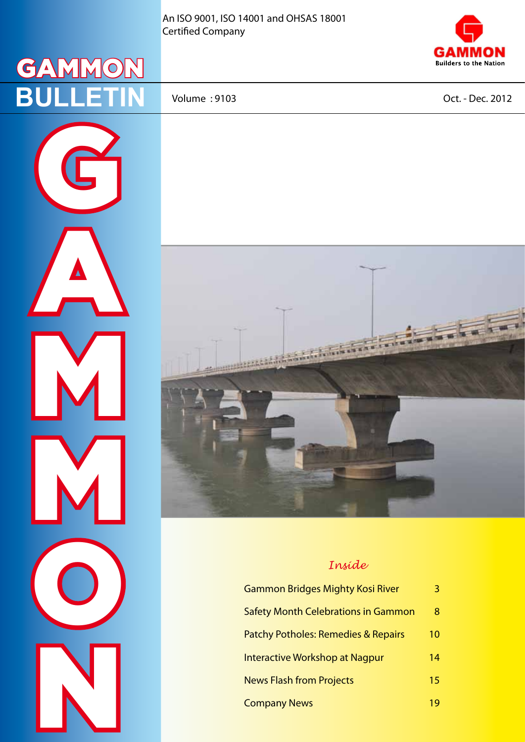An ISO 9001, ISO 14001 and OHSAS 18001 Certified Company

GAMMON
Builders to the Nation

# GAMMON BULLETIN

Volume : 9103

Oct. - Dec. 2012

GAMMON

## *Inside*

| | |
|---|---|
| Gammon Bridges Mighty Kosi River | 3 |
| Safety Month Celebrations in Gammon | 8 |
| Patchy Potholes: Remedies & Repairs | 10 |
| Interactive Workshop at Nagpur | 14 |
| News Flash from Projects | 15 |
| Company News | 19 |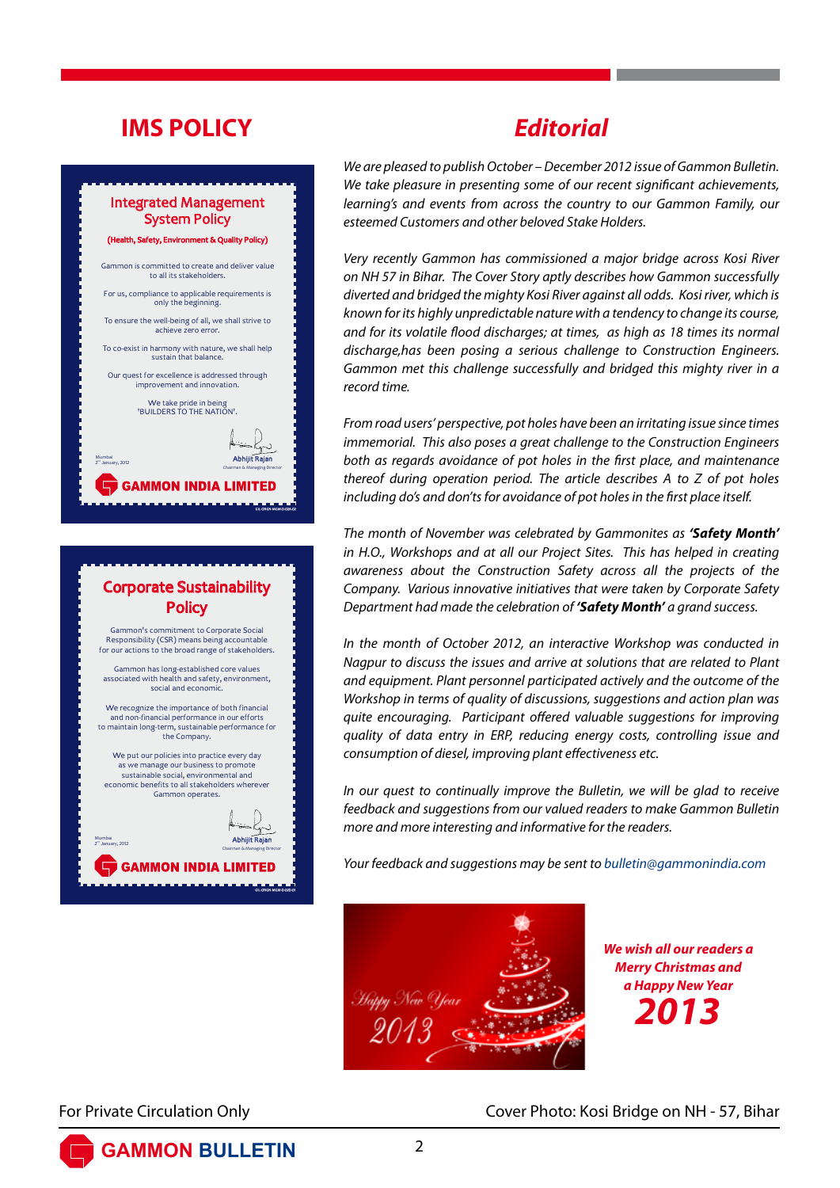# IMS POLICY

## Integrated Management System Policy

**(Health, Safety, Environment & Quality Policy)**

Gammon is committed to create and deliver value to all its stakeholders.

For us, compliance to applicable requirements is only the beginning.

To ensure the well-being of all, we shall strive to achieve zero error.

To co-exist in harmony with nature, we shall help sustain that balance.

Our quest for excellence is addressed through improvement and innovation.

We take pride in being 'BUILDERS TO THE NATION'.

Mumbai
2nd January, 2012

Abhijit Rajan
Chairman & Managing Director

**GAMMON INDIA LIMITED**

## Corporate Sustainability Policy

Gammon's commitment to Corporate Social Responsibility (CSR) means being accountable for our actions to the broad range of stakeholders.

Gammon has long-established core values associated with health and safety, environment, social and economic.

We recognize the importance of both financial and non-financial performance in our efforts to maintain long-term, sustainable performance for the Company.

We put our policies into practice every day as we manage our business to promote sustainable social, environmental and economic benefits to all stakeholders wherever Gammon operates.

Mumbai
2nd January, 2012

Abhijit Rajan
Chairman & Managing Director

**GAMMON INDIA LIMITED**

# *Editorial*

*We are pleased to publish October – December 2012 issue of Gammon Bulletin. We take pleasure in presenting some of our recent significant achievements, learning's and events from across the country to our Gammon Family, our esteemed Customers and other beloved Stake Holders.*

*Very recently Gammon has commissioned a major bridge across Kosi River on NH 57 in Bihar. The Cover Story aptly describes how Gammon successfully diverted and bridged the mighty Kosi River against all odds. Kosi river, which is known for its highly unpredictable nature with a tendency to change its course, and for its volatile flood discharges; at times, as high as 18 times its normal discharge,has been posing a serious challenge to Construction Engineers. Gammon met this challenge successfully and bridged this mighty river in a record time.*

*From road users' perspective, pot holes have been an irritating issue since times immemorial. This also poses a great challenge to the Construction Engineers both as regards avoidance of pot holes in the first place, and maintenance thereof during operation period. The article describes A to Z of pot holes including do's and don'ts for avoidance of pot holes in the first place itself.*

*The month of November was celebrated by Gammonites as **'Safety Month'** in H.O., Workshops and at all our Project Sites. This has helped in creating awareness about the Construction Safety across all the projects of the Company. Various innovative initiatives that were taken by Corporate Safety Department had made the celebration of **'Safety Month'** a grand success.*

*In the month of October 2012, an interactive Workshop was conducted in Nagpur to discuss the issues and arrive at solutions that are related to Plant and equipment. Plant personnel participated actively and the outcome of the Workshop in terms of quality of discussions, suggestions and action plan was quite encouraging. Participant offered valuable suggestions for improving quality of data entry in ERP, reducing energy costs, controlling issue and consumption of diesel, improving plant effectiveness etc.*

*In our quest to continually improve the Bulletin, we will be glad to receive feedback and suggestions from our valued readers to make Gammon Bulletin more and more interesting and informative for the readers.*

*Your feedback and suggestions may be sent to bulletin@gammonindia.com*

***We wish all our readers a Merry Christmas and a Happy New Year 2013***

For Private Circulation Only

Cover Photo: Kosi Bridge on NH - 57, Bihar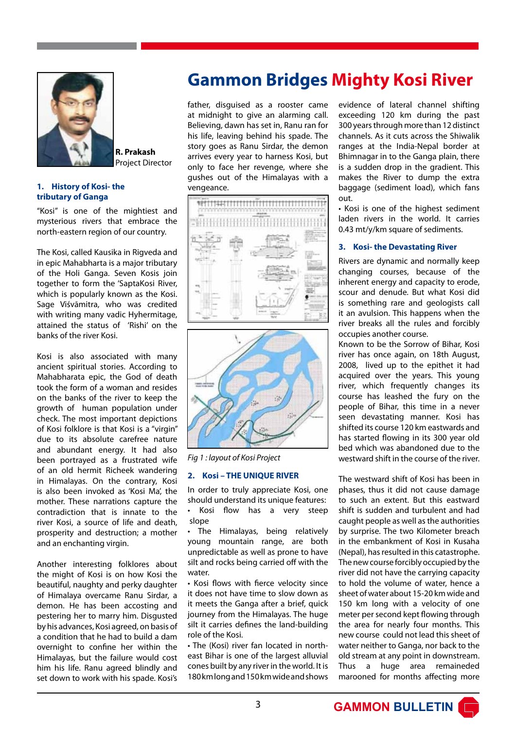# Gammon Bridges Mighty Kosi River

**R. Prakash**
Project Director

### 1. History of Kosi- the tributary of Ganga

"Kosi" is one of the mightiest and mysterious rivers that embrace the north-eastern region of our country.

The Kosi, called Kausika in Rigveda and in epic Mahabharata is a major tributary of the Holi Ganga. Seven Kosis join together to form the 'SaptaKosi River, which is popularly known as the Kosi. Sage Viśvāmitra, who was credited with writing many vadic Hyhermitage, attained the status of 'Rishi' on the banks of the river Kosi.

Kosi is also associated with many ancient spiritual stories. According to Mahabharata epic, the God of death took the form of a woman and resides on the banks of the river to keep the growth of human population under check. The most important depictions of Kosi folklore is that Kosi is a "virgin" due to its absolute carefree nature and abundant energy. It had also been portrayed as a frustrated wife of an old hermit Richeek wandering in Himalayas. On the contrary, Kosi is also been invoked as 'Kosi Ma', the mother. These narrations capture the contradiction that is innate to the river Kosi, a source of life and death, prosperity and destruction; a mother and an enchanting virgin.

Another interesting folklores about the might of Kosi is on how Kosi the beautiful, naughty and perky daughter of Himalaya overcame Ranu Sirdar, a demon. He has been accosting and pestering her to marry him. Disgusted by his advances, Kosi agreed, on basis of a condition that he had to build a dam overnight to confine her within the Himalayas, but the failure would cost him his life. Ranu agreed blindly and set down to work with his spade. Kosi's father, disguised as a rooster came at midnight to give an alarming call. Believing, dawn has set in, Ranu ran for his life, leaving behind his spade. The story goes as Ranu Sirdar, the demon arrives every year to harness Kosi, but only to face her revenge, where she gushes out of the Himalayas with a vengeance.

*Fig 1 : layout of Kosi Project*

### 2. Kosi – THE UNIQUE RIVER

In order to truly appreciate Kosi, one should understand its unique features:

- Kosi flow has a very steep slope
- The Himalayas, being relatively young mountain range, are both unpredictable as well as prone to have silt and rocks being carried off with the water.
- Kosi flows with fierce velocity since it does not have time to slow down as it meets the Ganga after a brief, quick journey from the Himalayas. The huge silt it carries defines the land-building role of the Kosi.
- The (Kosi) river fan located in north-east Bihar is one of the largest alluvial cones built by any river in the world. It is 180 km long and 150 km wide and shows evidence of lateral channel shifting exceeding 120 km during the past 300 years through more than 12 distinct channels. As it cuts across the Shiwalik ranges at the India-Nepal border at Bhimnagar in to the Ganga plain, there is a sudden drop in the gradient. This makes the River to dump the extra baggage (sediment load), which fans out.
- Kosi is one of the highest sediment laden rivers in the world. It carries 0.43 mt/y/km square of sediments.

### 3. Kosi- the Devastating River

Rivers are dynamic and normally keep changing courses, because of the inherent energy and capacity to erode, scour and denude. But what Kosi did is something rare and geologists call it an avulsion. This happens when the river breaks all the rules and forcibly occupies another course.

Known to be the Sorrow of Bihar, Kosi river has once again, on 18th August, 2008, lived up to the epithet it had acquired over the years. This young river, which frequently changes its course has leashed the fury on the people of Bihar, this time in a never seen devastating manner. Kosi has shifted its course 120 km eastwards and has started flowing in its 300 year old bed which was abandoned due to the westward shift in the course of the river.

The westward shift of Kosi has been in phases, thus it did not cause damage to such an extent. But this eastward shift is sudden and turbulent and had caught people as well as the authorities by surprise. The two Kilometer breach in the embankment of Kosi in Kusaha (Nepal), has resulted in this catastrophe. The new course forcibly occupied by the river did not have the carrying capacity to hold the volume of water, hence a sheet of water about 15-20 km wide and 150 km long with a velocity of one meter per second kept flowing through the area for nearly four months. This new course could not lead this sheet of water neither to Ganga, nor back to the old stream at any point in downstream. Thus a huge area remaineded marooned for months affecting more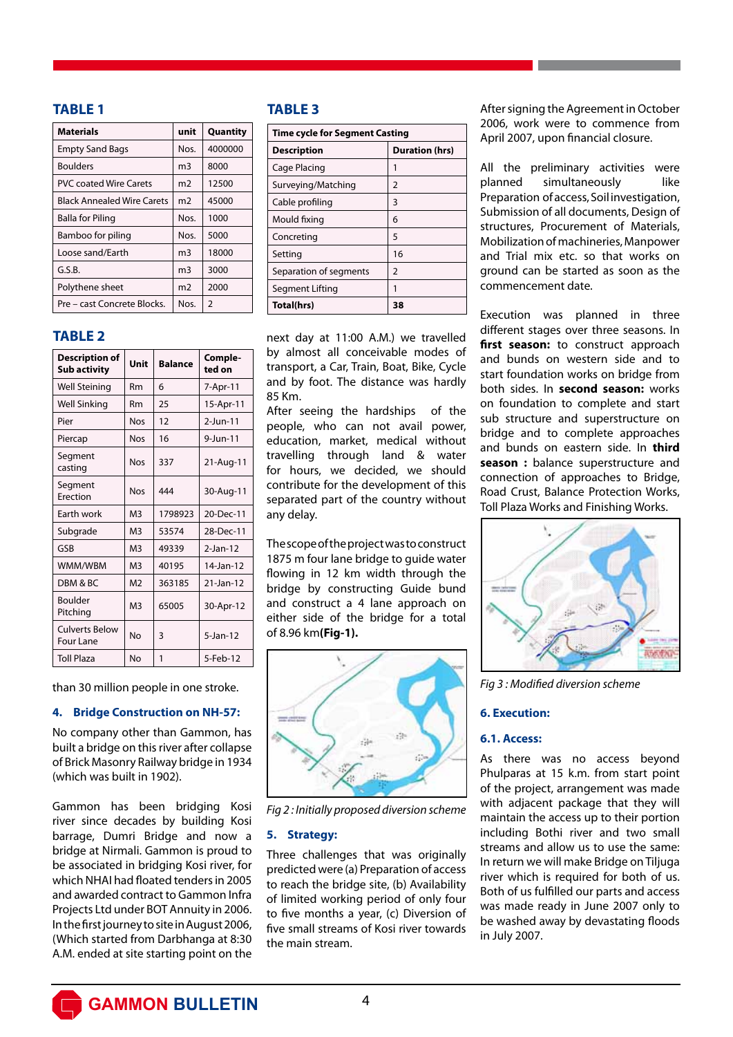## TABLE 1

| Materials | unit | Quantity |
|---|---|---|
| Empty Sand Bags | Nos. | 4000000 |
| Boulders | m3 | 8000 |
| PVC coated Wire Carets | m2 | 12500 |
| Black Annealed Wire Carets | m2 | 45000 |
| Balla for Piling | Nos. | 1000 |
| Bamboo for piling | Nos. | 5000 |
| Loose sand/Earth | m3 | 18000 |
| G.S.B. | m3 | 3000 |
| Polythene sheet | m2 | 2000 |
| Pre – cast Concrete Blocks. | Nos. | 2 |

## TABLE 2

| Description of Sub activity | Unit | Balance | Completed on |
|---|---|---|---|
| Well Steining | Rm | 6 | 7-Apr-11 |
| Well Sinking | Rm | 25 | 15-Apr-11 |
| Pier | Nos | 12 | 2-Jun-11 |
| Piercap | Nos | 16 | 9-Jun-11 |
| Segment casting | Nos | 337 | 21-Aug-11 |
| Segment Erection | Nos | 444 | 30-Aug-11 |
| Earth work | M3 | 1798923 | 20-Dec-11 |
| Subgrade | M3 | 53574 | 28-Dec-11 |
| GSB | M3 | 49339 | 2-Jan-12 |
| WMM/WBM | M3 | 40195 | 14-Jan-12 |
| DBM & BC | M2 | 363185 | 21-Jan-12 |
| Boulder Pitching | M3 | 65005 | 30-Apr-12 |
| Culverts Below Four Lane | No | 3 | 5-Jan-12 |
| Toll Plaza | No | 1 | 5-Feb-12 |

than 30 million people in one stroke.

### 4. Bridge Construction on NH-57:

No company other than Gammon, has built a bridge on this river after collapse of Brick Masonry Railway bridge in 1934 (which was built in 1902).

Gammon has been bridging Kosi river since decades by building Kosi barrage, Dumri Bridge and now a bridge at Nirmali. Gammon is proud to be associated in bridging Kosi river, for which NHAI had floated tenders in 2005 and awarded contract to Gammon Infra Projects Ltd under BOT Annuity in 2006. In the first journey to site in August 2006, (Which started from Darbhanga at 8:30 A.M. ended at site starting point on the next day at 11:00 A.M.) we travelled by almost all conceivable modes of transport, a Car, Train, Boat, Bike, Cycle and by foot. The distance was hardly 85 Km.

After seeing the hardships of the people, who can not avail power, education, market, medical without travelling through land & water for hours, we decided, we should contribute for the development of this separated part of the country without any delay.

The scope of the project was to construct 1875 m four lane bridge to guide water flowing in 12 km width through the bridge by constructing Guide bund and construct a 4 lane approach on either side of the bridge for a total of 8.96 km**(Fig-1).**

## TABLE 3

| Time cycle for Segment Casting | |
|---|---|
| **Description** | **Duration (hrs)** |
| Cage Placing | 1 |
| Surveying/Matching | 2 |
| Cable profiling | 3 |
| Mould fixing | 6 |
| Concreting | 5 |
| Setting | 16 |
| Separation of segments | 2 |
| Segment Lifting | 1 |
| **Total(hrs)** | **38** |

*Fig 2 : Initially proposed diversion scheme*

### 5. Strategy:

Three challenges that was originally predicted were (a) Preparation of access to reach the bridge site, (b) Availability of limited working period of only four to five months a year, (c) Diversion of five small streams of Kosi river towards the main stream.

After signing the Agreement in October 2006, work were to commence from April 2007, upon financial closure.

All the preliminary activities were planned simultaneously like Preparation of access, Soil investigation, Submission of all documents, Design of structures, Procurement of Materials, Mobilization of machineries, Manpower and Trial mix etc. so that works on ground can be started as soon as the commencement date.

Execution was planned in three different stages over three seasons. In **first season:** to construct approach and bunds on western side and to start foundation works on bridge from both sides. In **second season:** works on foundation to complete and start sub structure and superstructure on bridge and to complete approaches and bunds on eastern side. In **third season :** balance superstructure and connection of approaches to Bridge, Road Crust, Balance Protection Works, Toll Plaza Works and Finishing Works.

*Fig 3 : Modified diversion scheme*

### 6. Execution:

#### 6.1. Access:

As there was no access beyond Phulparas at 15 k.m. from start point of the project, arrangement was made with adjacent package that they will maintain the access up to their portion including Bothi river and two small streams and allow us to use the same: In return we will make Bridge on Tiljuga river which is required for both of us. Both of us fulfilled our parts and access was made ready in June 2007 only to be washed away by devastating floods in July 2007.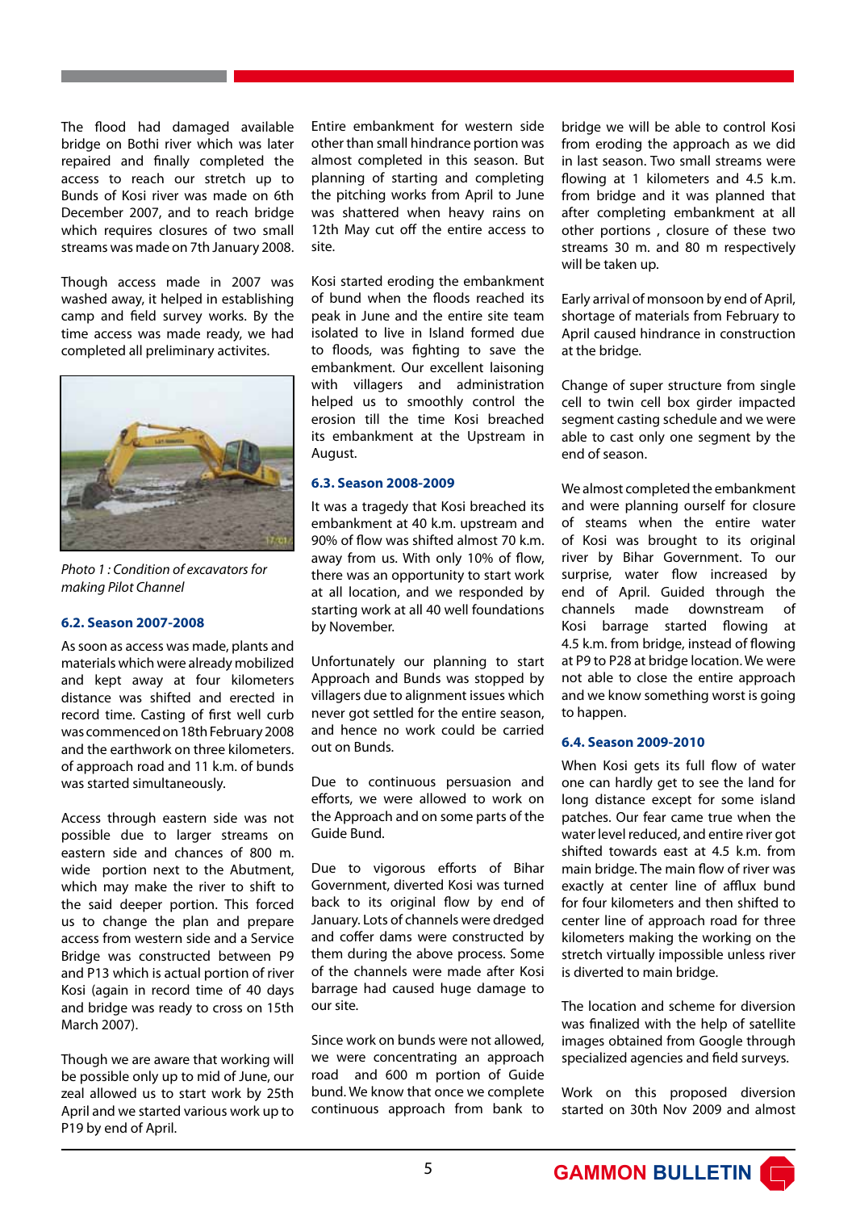The flood had damaged available bridge on Bothi river which was later repaired and finally completed the access to reach our stretch up to Bunds of Kosi river was made on 6th December 2007, and to reach bridge which requires closures of two small streams was made on 7th January 2008.

Though access made in 2007 was washed away, it helped in establishing camp and field survey works. By the time access was made ready, we had completed all preliminary activites.

*Photo 1 : Condition of excavators for making Pilot Channel*

### 6.2. Season 2007-2008

As soon as access was made, plants and materials which were already mobilized and kept away at four kilometers distance was shifted and erected in record time. Casting of first well curb was commenced on 18th February 2008 and the earthwork on three kilometers. of approach road and 11 k.m. of bunds was started simultaneously.

Access through eastern side was not possible due to larger streams on eastern side and chances of 800 m. wide portion next to the Abutment, which may make the river to shift to the said deeper portion. This forced us to change the plan and prepare access from western side and a Service Bridge was constructed between P9 and P13 which is actual portion of river Kosi (again in record time of 40 days and bridge was ready to cross on 15th March 2007).

Though we are aware that working will be possible only up to mid of June, our zeal allowed us to start work by 25th April and we started various work up to P19 by end of April.

Entire embankment for western side other than small hindrance portion was almost completed in this season. But planning of starting and completing the pitching works from April to June was shattered when heavy rains on 12th May cut off the entire access to site.

Kosi started eroding the embankment of bund when the floods reached its peak in June and the entire site team isolated to live in Island formed due to floods, was fighting to save the embankment. Our excellent laisoning with villagers and administration helped us to smoothly control the erosion till the time Kosi breached its embankment at the Upstream in August.

### 6.3. Season 2008-2009

It was a tragedy that Kosi breached its embankment at 40 k.m. upstream and 90% of flow was shifted almost 70 k.m. away from us. With only 10% of flow, there was an opportunity to start work at all location, and we responded by starting work at all 40 well foundations by November.

Unfortunately our planning to start Approach and Bunds was stopped by villagers due to alignment issues which never got settled for the entire season, and hence no work could be carried out on Bunds.

Due to continuous persuasion and efforts, we were allowed to work on the Approach and on some parts of the Guide Bund.

Due to vigorous efforts of Bihar Government, diverted Kosi was turned back to its original flow by end of January. Lots of channels were dredged and coffer dams were constructed by them during the above process. Some of the channels were made after Kosi barrage had caused huge damage to our site.

Since work on bunds were not allowed, we were concentrating an approach road and 600 m portion of Guide bund. We know that once we complete continuous approach from bank to bridge we will be able to control Kosi from eroding the approach as we did in last season. Two small streams were flowing at 1 kilometers and 4.5 k.m. from bridge and it was planned that after completing embankment at all other portions , closure of these two streams 30 m. and 80 m respectively will be taken up.

Early arrival of monsoon by end of April, shortage of materials from February to April caused hindrance in construction at the bridge.

Change of super structure from single cell to twin cell box girder impacted segment casting schedule and we were able to cast only one segment by the end of season.

We almost completed the embankment and were planning ourself for closure of steams when the entire water of Kosi was brought to its original river by Bihar Government. To our surprise, water flow increased by end of April. Guided through the channels made downstream of Kosi barrage started flowing at 4.5 k.m. from bridge, instead of flowing at P9 to P28 at bridge location. We were not able to close the entire approach and we know something worst is going to happen.

### 6.4. Season 2009-2010

When Kosi gets its full flow of water one can hardly get to see the land for long distance except for some island patches. Our fear came true when the water level reduced, and entire river got shifted towards east at 4.5 k.m. from main bridge. The main flow of river was exactly at center line of afflux bund for four kilometers and then shifted to center line of approach road for three kilometers making the working on the stretch virtually impossible unless river is diverted to main bridge.

The location and scheme for diversion was finalized with the help of satellite images obtained from Google through specialized agencies and field surveys.

Work on this proposed diversion started on 30th Nov 2009 and almost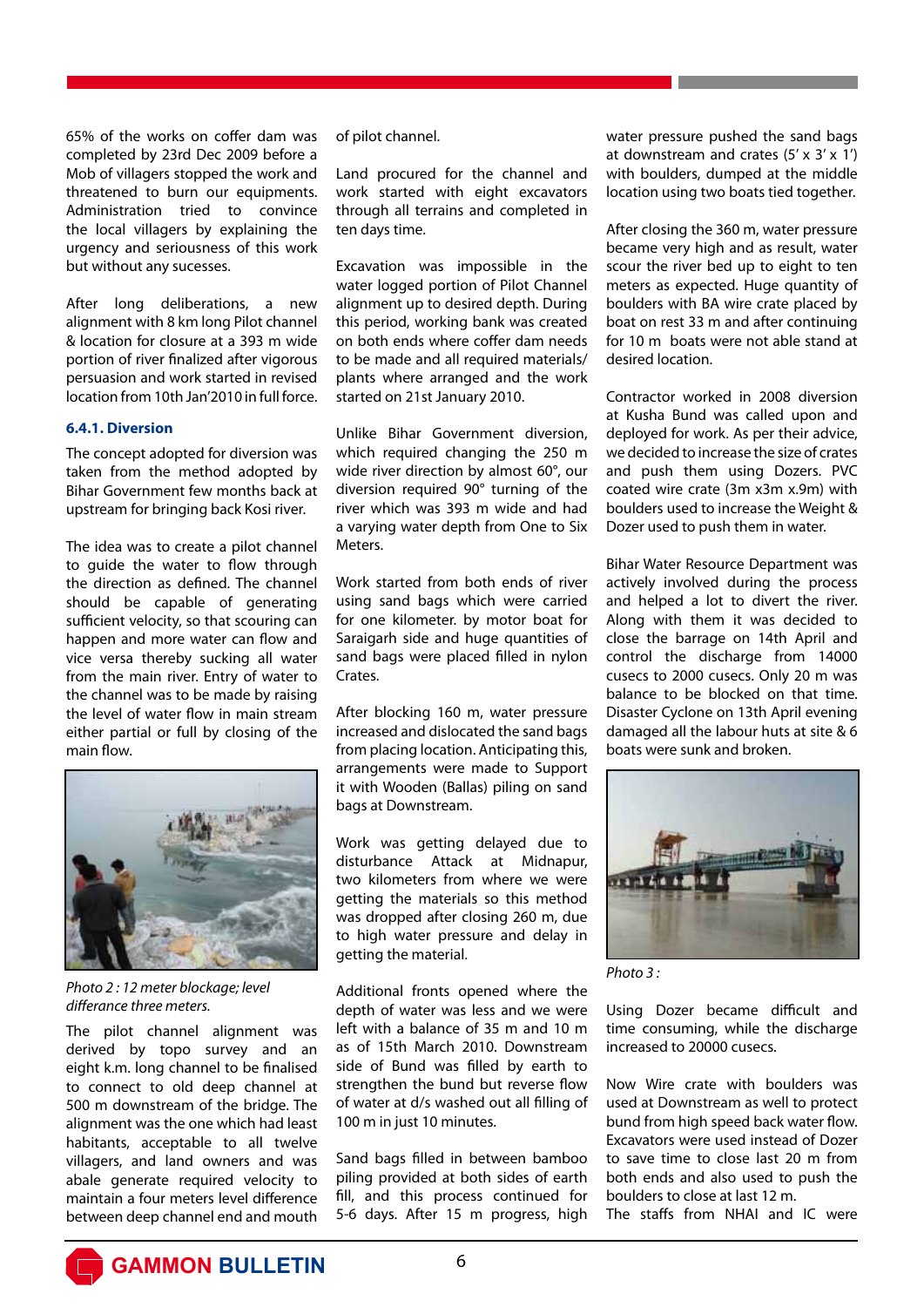65% of the works on coffer dam was completed by 23rd Dec 2009 before a Mob of villagers stopped the work and threatened to burn our equipments. Administration tried to convince the local villagers by explaining the urgency and seriousness of this work but without any sucesses.

After long deliberations, a new alignment with 8 km long Pilot channel & location for closure at a 393 m wide portion of river finalized after vigorous persuasion and work started in revised location from 10th Jan'2010 in full force.

#### 6.4.1. Diversion

The concept adopted for diversion was taken from the method adopted by Bihar Government few months back at upstream for bringing back Kosi river.

The idea was to create a pilot channel to guide the water to flow through the direction as defined. The channel should be capable of generating sufficient velocity, so that scouring can happen and more water can flow and vice versa thereby sucking all water from the main river. Entry of water to the channel was to be made by raising the level of water flow in main stream either partial or full by closing of the main flow.

*Photo 2 : 12 meter blockage; level differance three meters.*

The pilot channel alignment was derived by topo survey and an eight k.m. long channel to be finalised to connect to old deep channel at 500 m downstream of the bridge. The alignment was the one which had least habitants, acceptable to all twelve villagers, and land owners and was abale generate required velocity to maintain a four meters level difference between deep channel end and mouth of pilot channel.

Land procured for the channel and work started with eight excavators through all terrains and completed in ten days time.

Excavation was impossible in the water logged portion of Pilot Channel alignment up to desired depth. During this period, working bank was created on both ends where coffer dam needs to be made and all required materials/ plants where arranged and the work started on 21st January 2010.

Unlike Bihar Government diversion, which required changing the 250 m wide river direction by almost 60°, our diversion required 90° turning of the river which was 393 m wide and had a varying water depth from One to Six Meters.

Work started from both ends of river using sand bags which were carried for one kilometer. by motor boat for Saraigarh side and huge quantities of sand bags were placed filled in nylon Crates.

After blocking 160 m, water pressure increased and dislocated the sand bags from placing location. Anticipating this, arrangements were made to Support it with Wooden (Ballas) piling on sand bags at Downstream.

Work was getting delayed due to disturbance Attack at Midnapur, two kilometers from where we were getting the materials so this method was dropped after closing 260 m, due to high water pressure and delay in getting the material.

Additional fronts opened where the depth of water was less and we were left with a balance of 35 m and 10 m as of 15th March 2010. Downstream side of Bund was filled by earth to strengthen the bund but reverse flow of water at d/s washed out all filling of 100 m in just 10 minutes.

Sand bags filled in between bamboo piling provided at both sides of earth fill, and this process continued for 5-6 days. After 15 m progress, high water pressure pushed the sand bags at downstream and crates (5' x 3' x 1') with boulders, dumped at the middle location using two boats tied together.

After closing the 360 m, water pressure became very high and as result, water scour the river bed up to eight to ten meters as expected. Huge quantity of boulders with BA wire crate placed by boat on rest 33 m and after continuing for 10 m boats were not able stand at desired location.

Contractor worked in 2008 diversion at Kusha Bund was called upon and deployed for work. As per their advice, we decided to increase the size of crates and push them using Dozers. PVC coated wire crate (3m x3m x.9m) with boulders used to increase the Weight & Dozer used to push them in water.

Bihar Water Resource Department was actively involved during the process and helped a lot to divert the river. Along with them it was decided to close the barrage on 14th April and control the discharge from 14000 cusecs to 2000 cusecs. Only 20 m was balance to be blocked on that time. Disaster Cyclone on 13th April evening damaged all the labour huts at site & 6 boats were sunk and broken.

*Photo 3 :*

Using Dozer became difficult and time consuming, while the discharge increased to 20000 cusecs.

Now Wire crate with boulders was used at Downstream as well to protect bund from high speed back water flow. Excavators were used instead of Dozer to save time to close last 20 m from both ends and also used to push the boulders to close at last 12 m.

The staffs from NHAI and IC were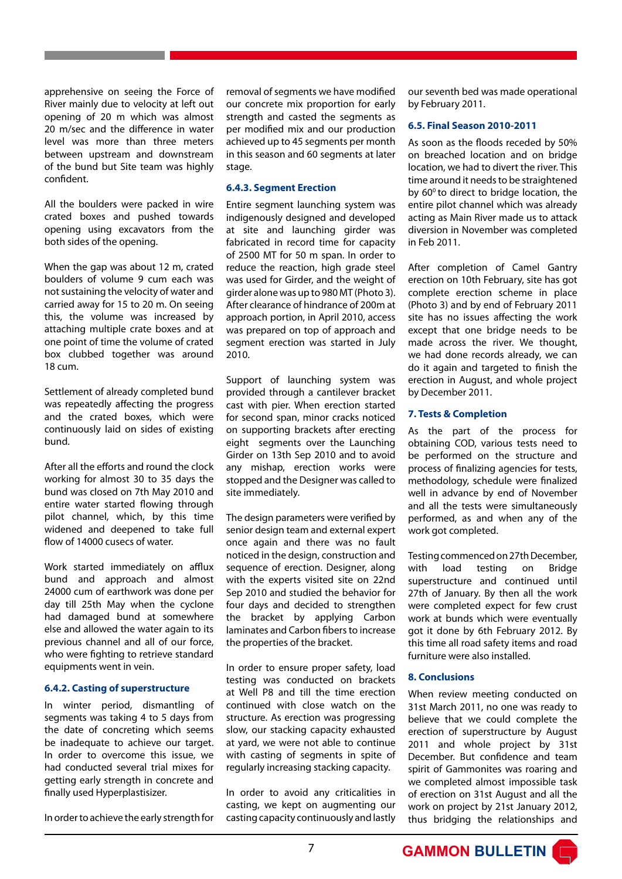apprehensive on seeing the Force of River mainly due to velocity at left out opening of 20 m which was almost 20 m/sec and the difference in water level was more than three meters between upstream and downstream of the bund but Site team was highly confident.

All the boulders were packed in wire crated boxes and pushed towards opening using excavators from the both sides of the opening.

When the gap was about 12 m, crated boulders of volume 9 cum each was not sustaining the velocity of water and carried away for 15 to 20 m. On seeing this, the volume was increased by attaching multiple crate boxes and at one point of time the volume of crated box clubbed together was around 18 cum.

Settlement of already completed bund was repeatedly affecting the progress and the crated boxes, which were continuously laid on sides of existing bund.

After all the efforts and round the clock working for almost 30 to 35 days the bund was closed on 7th May 2010 and entire water started flowing through pilot channel, which, by this time widened and deepened to take full flow of 14000 cusecs of water.

Work started immediately on afflux bund and approach and almost 24000 cum of earthwork was done per day till 25th May when the cyclone had damaged bund at somewhere else and allowed the water again to its previous channel and all of our force, who were fighting to retrieve standard equipments went in vein.

### 6.4.2. Casting of superstructure

In winter period, dismantling of segments was taking 4 to 5 days from the date of concreting which seems be inadequate to achieve our target. In order to overcome this issue, we had conducted several trial mixes for getting early strength in concrete and finally used Hyperplastisizer.

In order to achieve the early strength for removal of segments we have modified our concrete mix proportion for early strength and casted the segments as per modified mix and our production achieved up to 45 segments per month in this season and 60 segments at later stage.

### 6.4.3. Segment Erection

Entire segment launching system was indigenously designed and developed at site and launching girder was fabricated in record time for capacity of 2500 MT for 50 m span. In order to reduce the reaction, high grade steel was used for Girder, and the weight of girder alone was up to 980 MT (Photo 3). After clearance of hindrance of 200m at approach portion, in April 2010, access was prepared on top of approach and segment erection was started in July 2010.

Support of launching system was provided through a cantilever bracket cast with pier. When erection started for second span, minor cracks noticed on supporting brackets after erecting eight segments over the Launching Girder on 13th Sep 2010 and to avoid any mishap, erection works were stopped and the Designer was called to site immediately.

The design parameters were verified by senior design team and external expert once again and there was no fault noticed in the design, construction and sequence of erection. Designer, along with the experts visited site on 22nd Sep 2010 and studied the behavior for four days and decided to strengthen the bracket by applying Carbon laminates and Carbon fibers to increase the properties of the bracket.

In order to ensure proper safety, load testing was conducted on brackets at Well P8 and till the time erection continued with close watch on the structure. As erection was progressing slow, our stacking capacity exhausted at yard, we were not able to continue with casting of segments in spite of regularly increasing stacking capacity.

In order to avoid any criticalities in casting, we kept on augmenting our casting capacity continuously and lastly our seventh bed was made operational by February 2011.

## 6.5. Final Season 2010-2011

As soon as the floods receded by 50% on breached location and on bridge location, we had to divert the river. This time around it needs to be straightened by 60$^0$ to direct to bridge location, the entire pilot channel which was already acting as Main River made us to attack diversion in November was completed in Feb 2011.

After completion of Camel Gantry erection on 10th February, site has got complete erection scheme in place (Photo 3) and by end of February 2011 site has no issues affecting the work except that one bridge needs to be made across the river. We thought, we had done records already, we can do it again and targeted to finish the erection in August, and whole project by December 2011.

## 7. Tests & Completion

As the part of the process for obtaining COD, various tests need to be performed on the structure and process of finalizing agencies for tests, methodology, schedule were finalized well in advance by end of November and all the tests were simultaneously performed, as and when any of the work got completed.

Testing commenced on 27th December, with load testing on Bridge superstructure and continued until 27th of January. By then all the work were completed expect for few crust work at bunds which were eventually got it done by 6th February 2012. By this time all road safety items and road furniture were also installed.

## 8. Conclusions

When review meeting conducted on 31st March 2011, no one was ready to believe that we could complete the erection of superstructure by August 2011 and whole project by 31st December. But confidence and team spirit of Gammonites was roaring and we completed almost impossible task of erection on 31st August and all the work on project by 21st January 2012, thus bridging the relationships and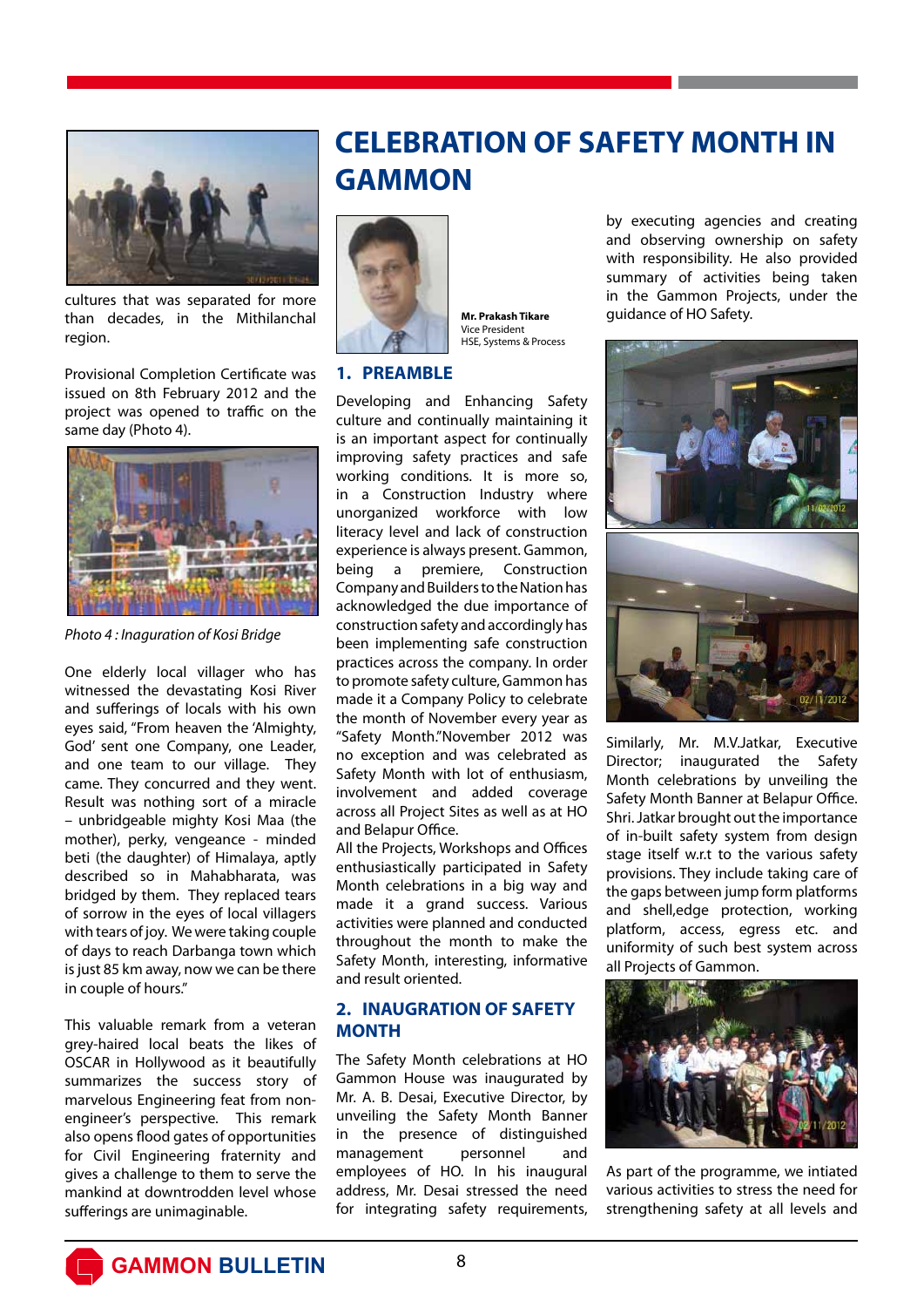cultures that was separated for more than decades, in the Mithilanchal region.

Provisional Completion Certificate was issued on 8th February 2012 and the project was opened to traffic on the same day (Photo 4).

*Photo 4 : Inaguration of Kosi Bridge*

One elderly local villager who has witnessed the devastating Kosi River and sufferings of locals with his own eyes said, "From heaven the 'Almighty, God' sent one Company, one Leader, and one team to our village. They came. They concurred and they went. Result was nothing sort of a miracle – unbridgeable mighty Kosi Maa (the mother), perky, vengeance - minded beti (the daughter) of Himalaya, aptly described so in Mahabharata, was bridged by them. They replaced tears of sorrow in the eyes of local villagers with tears of joy. We were taking couple of days to reach Darbanga town which is just 85 km away, now we can be there in couple of hours."

This valuable remark from a veteran grey-haired local beats the likes of OSCAR in Hollywood as it beautifully summarizes the success story of marvelous Engineering feat from non-engineer's perspective. This remark also opens flood gates of opportunities for Civil Engineering fraternity and gives a challenge to them to serve the mankind at downtrodden level whose sufferings are unimaginable.

# CELEBRATION OF SAFETY MONTH IN GAMMON

**Mr. Prakash Tikare**
Vice President
HSE, Systems & Process

## 1. PREAMBLE

Developing and Enhancing Safety culture and continually maintaining it is an important aspect for continually improving safety practices and safe working conditions. It is more so, in a Construction Industry where unorganized workforce with low literacy level and lack of construction experience is always present. Gammon, being a premiere, Construction Company and Builders to the Nation has acknowledged the due importance of construction safety and accordingly has been implementing safe construction practices across the company. In order to promote safety culture, Gammon has made it a Company Policy to celebrate the month of November every year as "Safety Month."November 2012 was no exception and was celebrated as Safety Month with lot of enthusiasm, involvement and added coverage across all Project Sites as well as at HO and Belapur Office.

All the Projects, Workshops and Offices enthusiastically participated in Safety Month celebrations in a big way and made it a grand success. Various activities were planned and conducted throughout the month to make the Safety Month, interesting, informative and result oriented.

## 2. INAUGURATION OF SAFETY MONTH

The Safety Month celebrations at HO Gammon House was inaugurated by Mr. A. B. Desai, Executive Director, by unveiling the Safety Month Banner in the presence of distinguished management personnel and employees of HO. In his inaugural address, Mr. Desai stressed the need for integrating safety requirements, by executing agencies and creating and observing ownership on safety with responsibility. He also provided summary of activities being taken in the Gammon Projects, under the guidance of HO Safety.

Similarly, Mr. M.V.Jatkar, Executive Director; inaugurated the Safety Month celebrations by unveiling the Safety Month Banner at Belapur Office. Shri. Jatkar brought out the importance of in-built safety system from design stage itself w.r.t to the various safety provisions. They include taking care of the gaps between jump form platforms and shell,edge protection, working platform, access, egress etc. and uniformity of such best system across all Projects of Gammon.

As part of the programme, we intiated various activities to stress the need for strengthening safety at all levels and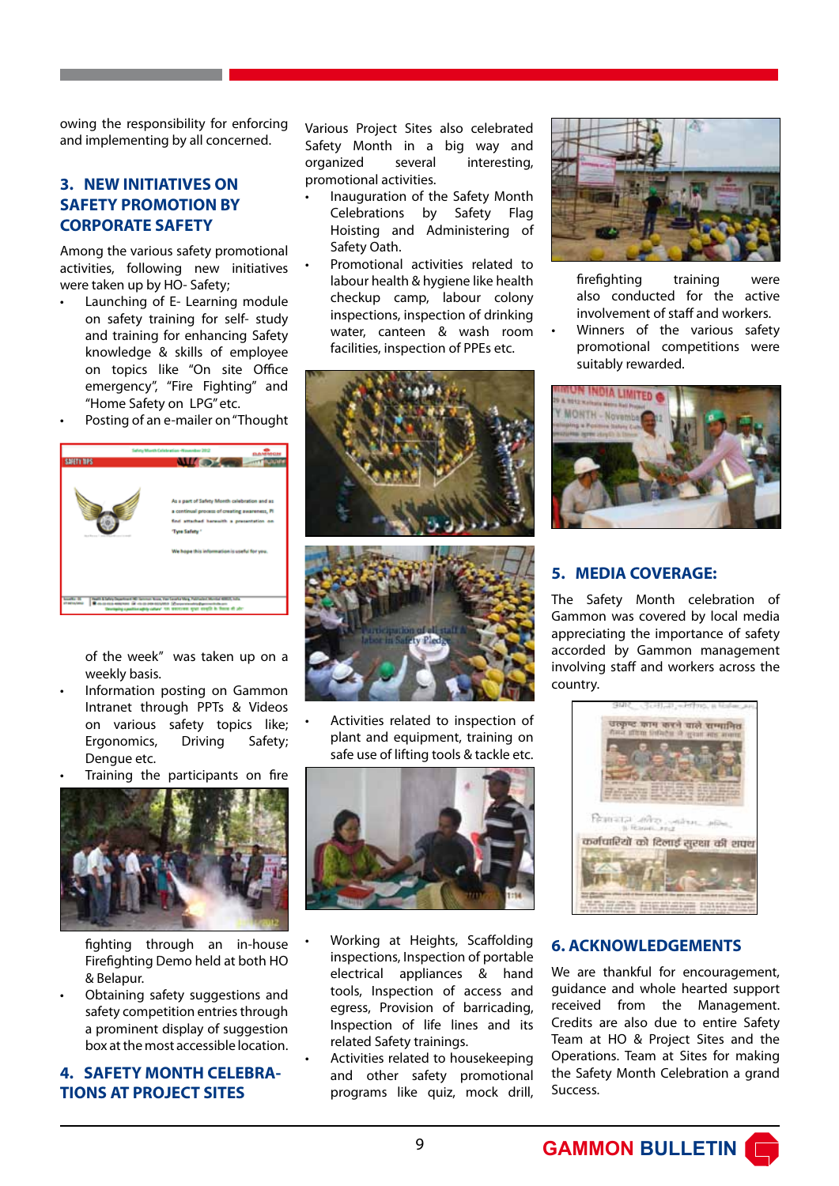owing the responsibility for enforcing and implementing by all concerned.

## 3. NEW INITIATIVES ON SAFETY PROMOTION BY CORPORATE SAFETY

Among the various safety promotional activities, following new initiatives were taken up by HO- Safety;

- Launching of E- Learning module on safety training for self- study and training for enhancing Safety knowledge & skills of employee on topics like "On site Office emergency", "Fire Fighting" and "Home Safety on LPG" etc.
- Posting of an e-mailer on "Thought of the week" was taken up on a weekly basis.
- Information posting on Gammon Intranet through PPTs & Videos on various safety topics like; Ergonomics, Driving Safety; Dengue etc.
- Training the participants on fire fighting through an in-house Firefighting Demo held at both HO & Belapur.
- Obtaining safety suggestions and safety competition entries through a prominent display of suggestion box at the most accessible location.

## 4. SAFETY MONTH CELEBRATIONS AT PROJECT SITES

Various Project Sites also celebrated Safety Month in a big way and organized several interesting, promotional activities.

- Inauguration of the Safety Month Celebrations by Safety Flag Hoisting and Administering of Safety Oath.
- Promotional activities related to labour health & hygiene like health checkup camp, labour colony inspections, inspection of drinking water, canteen & wash room facilities, inspection of PPEs etc.

Participation of all staff & labor in Safety Pledge

- Activities related to inspection of plant and equipment, training on safe use of lifting tools & tackle etc.
- Working at Heights, Scaffolding inspections, Inspection of portable electrical appliances & hand tools, Inspection of access and egress, Provision of barricading, Inspection of life lines and its related Safety trainings.
- Activities related to housekeeping and other safety promotional programs like quiz, mock drill, firefighting training were also conducted for the active involvement of staff and workers.
- Winners of the various safety promotional competitions were suitably rewarded.

## 5. MEDIA COVERAGE:

The Safety Month celebration of Gammon was covered by local media appreciating the importance of safety accorded by Gammon management involving staff and workers across the country.

## 6. ACKNOWLEDGEMENTS

We are thankful for encouragement, guidance and whole hearted support received from the Management. Credits are also due to entire Safety Team at HO & Project Sites and the Operations. Team at Sites for making the Safety Month Celebration a grand Success.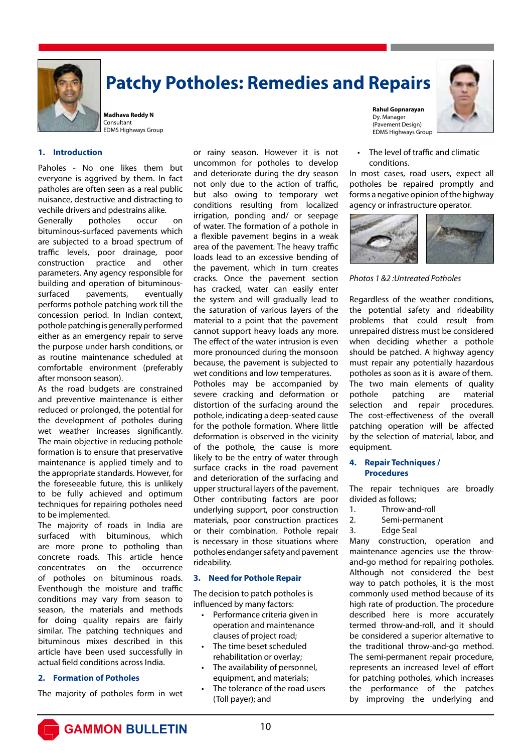# Patchy Potholes: Remedies and Repairs

**Madhava Reddy N**
Consultant
EDMS Highways Group

**Rahul Gopnarayan**
Dy. Manager
(Pavement Design)
EDMS Highways Group

## 1. Introduction

Paholes - No one likes them but everyone is aggrived by them. In fact patholes are often seen as a real public nuisance, destructive and distracting to vechile drivers and pdestrains alike.

Generally potholes occur on bituminous-surfaced pavements which are subjected to a broad spectrum of traffic levels, poor drainage, poor construction practice and other parameters. Any agency responsible for building and operation of bituminous-surfaced pavements, eventually performs pothole patching work till the concession period. In Indian context, pothole patching is generally performed either as an emergency repair to serve the purpose under harsh conditions, or as routine maintenance scheduled at comfortable environment (preferably after monsoon season).

As the road budgets are constrained and preventive maintenance is either reduced or prolonged, the potential for the development of potholes during wet weather increases significantly. The main objective in reducing pothole formation is to ensure that preservative maintenance is applied timely and to the appropriate standards. However, for the foreseeable future, this is unlikely to be fully achieved and optimum techniques for repairing potholes need to be implemented.

The majority of roads in India are surfaced with bituminous, which are more prone to potholing than concrete roads. This article hence concentrates on the occurrence of potholes on bituminous roads. Eventhough the moisture and traffic conditions may vary from season to season, the materials and methods for doing quality repairs are fairly similar. The patching techniques and bituminous mixes described in this article have been used successfully in actual field conditions across India.

## 2. Formation of Potholes

The majority of potholes form in wet or rainy season. However it is not uncommon for potholes to develop and deteriorate during the dry season not only due to the action of traffic, but also owing to temporary wet conditions resulting from localized irrigation, ponding and/ or seepage of water. The formation of a pothole in a flexible pavement begins in a weak area of the pavement. The heavy traffic loads lead to an excessive bending of the pavement, which in turn creates cracks. Once the pavement section has cracked, water can easily enter the system and will gradually lead to the saturation of various layers of the material to a point that the pavement cannot support heavy loads any more. The effect of the water intrusion is even more pronounced during the monsoon because, the pavement is subjected to wet conditions and low temperatures.

Potholes may be accompanied by severe cracking and deformation or distortion of the surfacing around the pothole, indicating a deep-seated cause for the pothole formation. Where little deformation is observed in the vicinity of the pothole, the cause is more likely to be the entry of water through surface cracks in the road pavement and deterioration of the surfacing and upper structural layers of the pavement. Other contributing factors are poor underlying support, poor construction materials, poor construction practices or their combination. Pothole repair is necessary in those situations where potholes endanger safety and pavement rideability.

## 3. Need for Pothole Repair

The decision to patch potholes is influenced by many factors:

- Performance criteria given in operation and maintenance clauses of project road;
- The time beset scheduled rehabilitation or overlay;
- The availability of personnel, equipment, and materials;
- The tolerance of the road users (Toll payer); and
- The level of traffic and climatic conditions.

In most cases, road users, expect all potholes be repaired promptly and forms a negative opinion of the highway agency or infrastructure operator.

*Photos 1 &2 :Untreated Potholes*

Regardless of the weather conditions, the potential safety and rideability problems that could result from unrepaired distress must be considered when deciding whether a pothole should be patched. A highway agency must repair any potentially hazardous potholes as soon as it is aware of them. The two main elements of quality pothole patching are material selection and repair procedures. The cost-effectiveness of the overall patching operation will be affected by the selection of material, labor, and equipment.

## 4. Repair Techniques / Procedures

The repair techniques are broadly divided as follows;

1. Throw-and-roll
2. Semi-permanent
3. Edge Seal

Many construction, operation and maintenance agencies use the throw-and-go method for repairing potholes. Although not considered the best way to patch potholes, it is the most commonly used method because of its high rate of production. The procedure described here is more accurately termed throw-and-roll, and it should be considered a superior alternative to the traditional throw-and-go method. The semi-permanent repair procedure, represents an increased level of effort for patching potholes, which increases the performance of the patches by improving the underlying and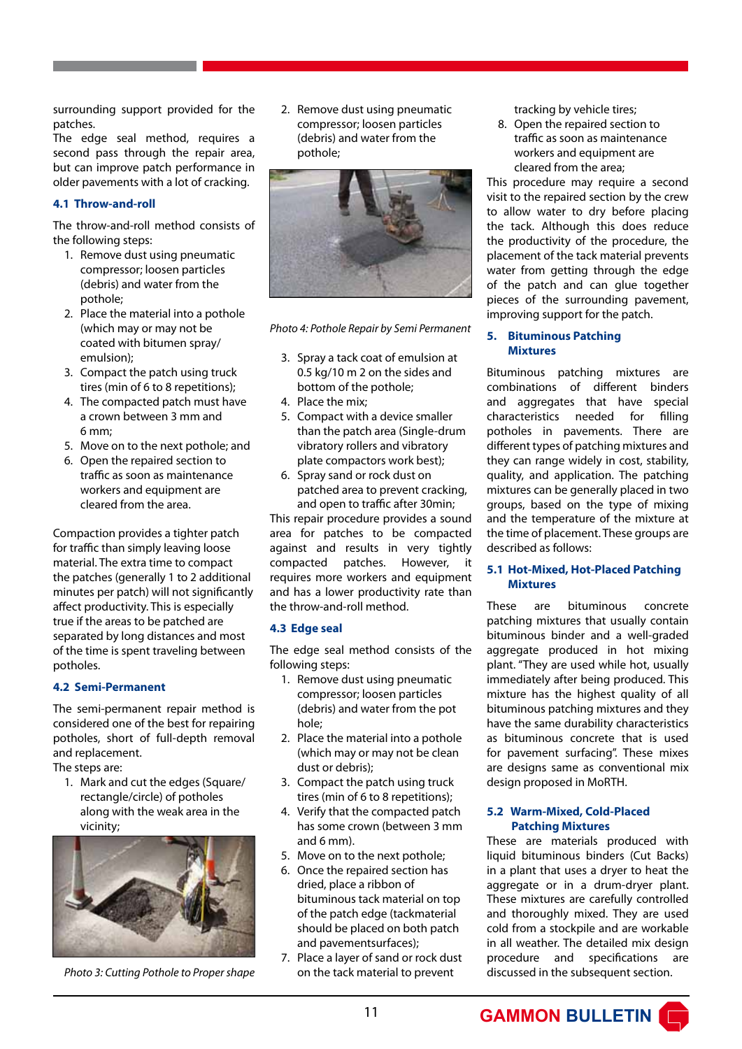surrounding support provided for the patches.

The edge seal method, requires a second pass through the repair area, but can improve patch performance in older pavements with a lot of cracking.

### 4.1 Throw-and-roll

The throw-and-roll method consists of the following steps:

1. Remove dust using pneumatic compressor; loosen particles (debris) and water from the pothole;
2. Place the material into a pothole (which may or may not be coated with bitumen spray/ emulsion);
3. Compact the patch using truck tires (min of 6 to 8 repetitions);
4. The compacted patch must have a crown between 3 mm and 6 mm;
5. Move on to the next pothole; and
6. Open the repaired section to traffic as soon as maintenance workers and equipment are cleared from the area.

Compaction provides a tighter patch for traffic than simply leaving loose material. The extra time to compact the patches (generally 1 to 2 additional minutes per patch) will not significantly affect productivity. This is especially true if the areas to be patched are separated by long distances and most of the time is spent traveling between potholes.

### 4.2 Semi-Permanent

The semi-permanent repair method is considered one of the best for repairing potholes, short of full-depth removal and replacement.

The steps are:

1. Mark and cut the edges (Square/ rectangle/circle) of potholes along with the weak area in the vicinity;

*Photo 3: Cutting Pothole to Proper shape*

2. Remove dust using pneumatic compressor; loosen particles (debris) and water from the pothole;

*Photo 4: Pothole Repair by Semi Permanent*

3. Spray a tack coat of emulsion at 0.5 kg/10 m 2 on the sides and bottom of the pothole;
4. Place the mix;
5. Compact with a device smaller than the patch area (Single-drum vibratory rollers and vibratory plate compactors work best);
6. Spray sand or rock dust on patched area to prevent cracking, and open to traffic after 30min;

This repair procedure provides a sound area for patches to be compacted against and results in very tightly compacted patches. However, it requires more workers and equipment and has a lower productivity rate than the throw-and-roll method.

### 4.3 Edge seal

The edge seal method consists of the following steps:

1. Remove dust using pneumatic compressor; loosen particles (debris) and water from the pot hole;
2. Place the material into a pothole (which may or may not be clean dust or debris);
3. Compact the patch using truck tires (min of 6 to 8 repetitions);
4. Verify that the compacted patch has some crown (between 3 mm and 6 mm).
5. Move on to the next pothole;
6. Once the repaired section has dried, place a ribbon of bituminous tack material on top of the patch edge (tackmaterial should be placed on both patch and pavementsurfaces);
7. Place a layer of sand or rock dust on the tack material to prevent tracking by vehicle tires;
8. Open the repaired section to traffic as soon as maintenance workers and equipment are cleared from the area;

This procedure may require a second visit to the repaired section by the crew to allow water to dry before placing the tack. Although this does reduce the productivity of the procedure, the placement of the tack material prevents water from getting through the edge of the patch and can glue together pieces of the surrounding pavement, improving support for the patch.

## 5. Bituminous Patching Mixtures

Bituminous patching mixtures are combinations of different binders and aggregates that have special characteristics needed for filling potholes in pavements. There are different types of patching mixtures and they can range widely in cost, stability, quality, and application. The patching mixtures can be generally placed in two groups, based on the type of mixing and the temperature of the mixture at the time of placement. These groups are described as follows:

### 5.1 Hot-Mixed, Hot-Placed Patching Mixtures

These are bituminous concrete patching mixtures that usually contain bituminous binder and a well-graded aggregate produced in hot mixing plant. "They are used while hot, usually immediately after being produced. This mixture has the highest quality of all bituminous patching mixtures and they have the same durability characteristics as bituminous concrete that is used for pavement surfacing". These mixes are designs same as conventional mix design proposed in MoRTH.

### 5.2 Warm-Mixed, Cold-Placed Patching Mixtures

These are materials produced with liquid bituminous binders (Cut Backs) in a plant that uses a dryer to heat the aggregate or in a drum-dryer plant. These mixtures are carefully controlled and thoroughly mixed. They are used cold from a stockpile and are workable in all weather. The detailed mix design procedure and specifications are discussed in the subsequent section.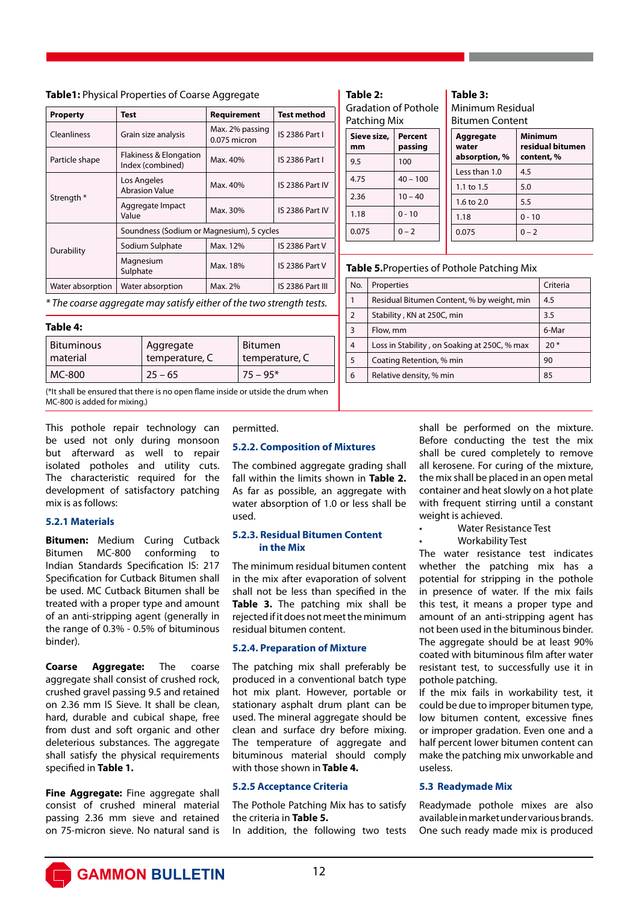**Table1:** Physical Properties of Coarse Aggregate

| Property | Test | Requirement | Test method |
|---|---|---|---|
| Cleanliness | Grain size analysis | Max. 2% passing 0.075 micron | IS 2386 Part I |
| Particle shape | Flakiness & Elongation Index (combined) | Max. 40% | IS 2386 Part I |
| Strength * | Los Angeles Abrasion Value | Max. 40% | IS 2386 Part IV |
| | Aggregate Impact Value | Max. 30% | IS 2386 Part IV |
| Durability | Soundness (Sodium or Magnesium), 5 cycles | | |
| | Sodium Sulphate | Max. 12% | IS 2386 Part V |
| | Magnesium Sulphate | Max. 18% | IS 2386 Part V |
| Water absorption | Water absorption | Max. 2% | IS 2386 Part III |

*\* The coarse aggregate may satisfy either of the two strength tests.*

**Table 4:**

| Bituminous material | Aggregate temperature, C | Bitumen temperature, C |
|---|---|---|
| MC-800 | 25 – 65 | 75 – 95* |

(*It shall be ensured that there is no open flame inside or utside the drum when MC-800 is added for mixing.)

**Table 2:** Gradation of Pothole Patching Mix

| Sieve size, mm | Percent passing |
|---|---|
| 9.5 | 100 |
| 4.75 | 40 – 100 |
| 2.36 | 10 – 40 |
| 1.18 | 0 - 10 |
| 0.075 | 0 – 2 |

**Table 3:** Minimum Residual Bitumen Content

| Aggregate water absorption, % | Minimum residual bitumen content, % |
|---|---|
| Less than 1.0 | 4.5 |
| 1.1 to 1.5 | 5.0 |
| 1.6 to 2.0 | 5.5 |
| 1.18 | 0 - 10 |
| 0.075 | 0 – 2 |

**Table 5.** Properties of Pothole Patching Mix

| No. | Properties | Criteria |
|---|---|---|
| 1 | Residual Bitumen Content, % by weight, min | 4.5 |
| 2 | Stability , KN at 250C, min | 3.5 |
| 3 | Flow, mm | 6-Mar |
| 4 | Loss in Stability , on Soaking at 250C, % max | 20 * |
| 5 | Coating Retention, % min | 90 |
| 6 | Relative density, % min | 85 |

This pothole repair technology can be used not only during monsoon but afterward as well to repair isolated potholes and utility cuts. The characteristic required for the development of satisfactory patching mix is as follows:

### 5.2.1 Materials

**Bitumen:** Medium Curing Cutback Bitumen MC-800 conforming to Indian Standards Specification IS: 217 Specification for Cutback Bitumen shall be used. MC Cutback Bitumen shall be treated with a proper type and amount of an anti-stripping agent (generally in the range of 0.3% - 0.5% of bituminous binder).

**Coarse Aggregate:** The coarse aggregate shall consist of crushed rock, crushed gravel passing 9.5 and retained on 2.36 mm IS Sieve. It shall be clean, hard, durable and cubical shape, free from dust and soft organic and other deleterious substances. The aggregate shall satisfy the physical requirements specified in **Table 1.**

**Fine Aggregate:** Fine aggregate shall consist of crushed mineral material passing 2.36 mm sieve and retained on 75-micron sieve. No natural sand is permitted.

### 5.2.2. Composition of Mixtures

The combined aggregate grading shall fall within the limits shown in **Table 2.** As far as possible, an aggregate with water absorption of 1.0 or less shall be used.

### 5.2.3. Residual Bitumen Content in the Mix

The minimum residual bitumen content in the mix after evaporation of solvent shall not be less than specified in the **Table 3.** The patching mix shall be rejected if it does not meet the minimum residual bitumen content.

### 5.2.4. Preparation of Mixture

The patching mix shall preferably be produced in a conventional batch type hot mix plant. However, portable or stationary asphalt drum plant can be used. The mineral aggregate should be clean and surface dry before mixing. The temperature of aggregate and bituminous material should comply with those shown in **Table 4.**

### 5.2.5 Acceptance Criteria

The Pothole Patching Mix has to satisfy the criteria in **Table 5.**
In addition, the following two tests shall be performed on the mixture. Before conducting the test the mix shall be cured completely to remove all kerosene. For curing of the mixture, the mix shall be placed in an open metal container and heat slowly on a hot plate with frequent stirring until a constant weight is achieved.

- Water Resistance Test
- Workability Test

The water resistance test indicates whether the patching mix has a potential for stripping in the pothole in presence of water. If the mix fails this test, it means a proper type and amount of an anti-stripping agent has not been used in the bituminous binder. The aggregate should be at least 90% coated with bituminous film after water resistant test, to successfully use it in pothole patching.
If the mix fails in workability test, it could be due to improper bitumen type, low bitumen content, excessive fines or improper gradation. Even one and a half percent lower bitumen content can make the patching mix unworkable and useless.

### 5.3 Readymade Mix

Readymade pothole mixes are also available in market under various brands. One such ready made mix is produced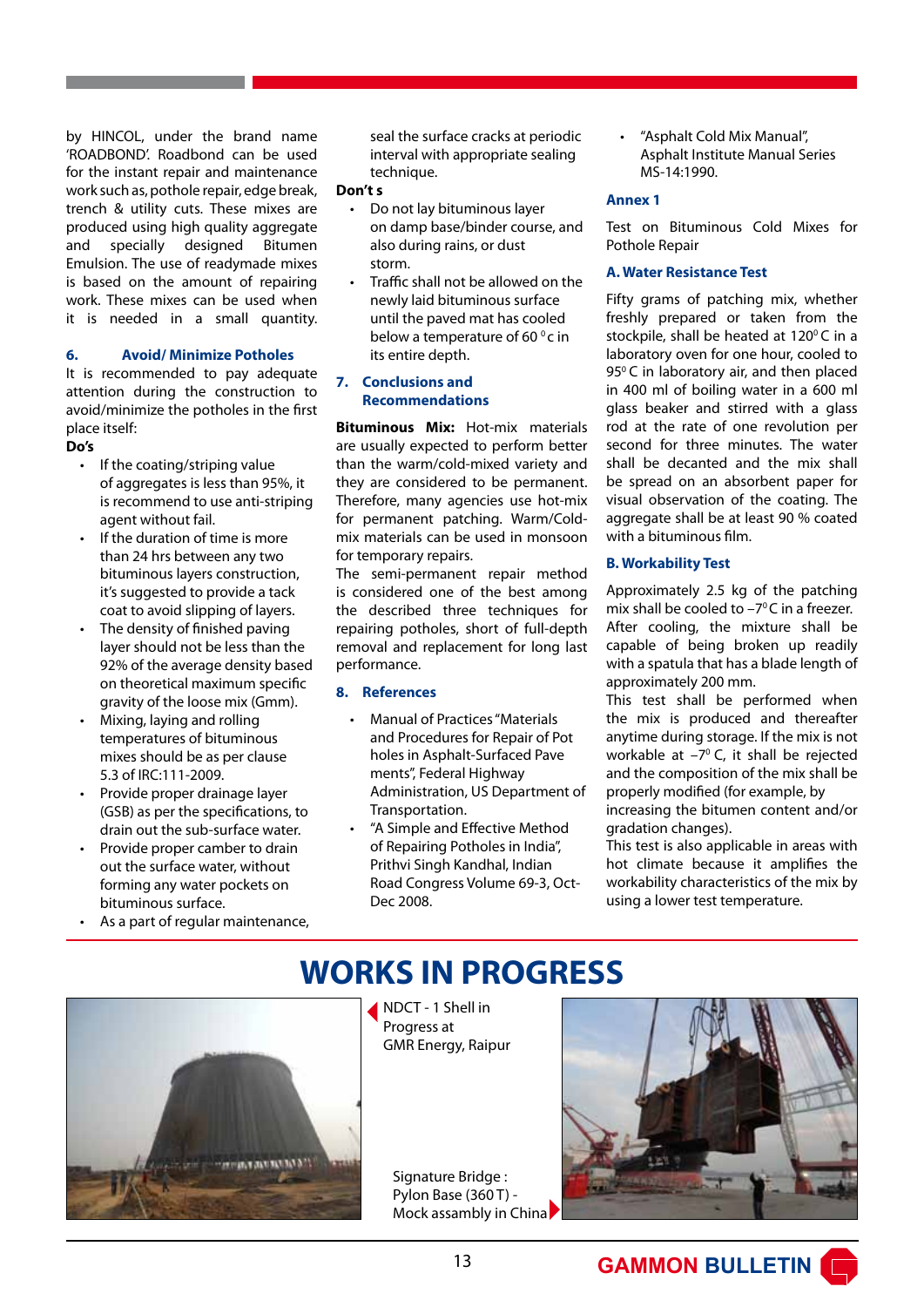by HINCOL, under the brand name 'ROADBOND'. Roadbond can be used for the instant repair and maintenance work such as, pothole repair, edge break, trench & utility cuts. These mixes are produced using high quality aggregate and specially designed Bitumen Emulsion. The use of readymade mixes is based on the amount of repairing work. These mixes can be used when it is needed in a small quantity.

### 6. Avoid/ Minimize Potholes

It is recommended to pay adequate attention during the construction to avoid/minimize the potholes in the first place itself:

**Do's**

- If the coating/striping value of aggregates is less than 95%, it is recommend to use anti-striping agent without fail.
- If the duration of time is more than 24 hrs between any two bituminous layers construction, it's suggested to provide a tack coat to avoid slipping of layers.
- The density of finished paving layer should not be less than the 92% of the average density based on theoretical maximum specific gravity of the loose mix (Gmm).
- Mixing, laying and rolling temperatures of bituminous mixes should be as per clause 5.3 of IRC:111-2009.
- Provide proper drainage layer (GSB) as per the specifications, to drain out the sub-surface water.
- Provide proper camber to drain out the surface water, without forming any water pockets on bituminous surface.
- As a part of regular maintenance, seal the surface cracks at periodic interval with appropriate sealing technique.

**Don't s**

- Do not lay bituminous layer on damp base/binder course, and also during rains, or dust storm.
- Traffic shall not be allowed on the newly laid bituminous surface until the paved mat has cooled below a temperature of 60 $^{0}$c in its entire depth.

### 7. Conclusions and Recommendations

**Bituminous Mix:** Hot-mix materials are usually expected to perform better than the warm/cold-mixed variety and they are considered to be permanent. Therefore, many agencies use hot-mix for permanent patching. Warm/Cold-mix materials can be used in monsoon for temporary repairs.

The semi-permanent repair method is considered one of the best among the described three techniques for repairing potholes, short of full-depth removal and replacement for long last performance.

### 8. References

- Manual of Practices "Materials and Procedures for Repair of Pot holes in Asphalt-Surfaced Pave ments", Federal Highway Administration, US Department of Transportation.
- "A Simple and Effective Method of Repairing Potholes in India", Prithvi Singh Kandhal, Indian Road Congress Volume 69-3, Oct-Dec 2008.
- "Asphalt Cold Mix Manual", Asphalt Institute Manual Series MS-14:1990.

### Annex 1

Test on Bituminous Cold Mixes for Pothole Repair

#### A. Water Resistance Test

Fifty grams of patching mix, whether freshly prepared or taken from the stockpile, shall be heated at 120$^{0}$ C in a laboratory oven for one hour, cooled to 95$^{0}$ C in laboratory air, and then placed in 400 ml of boiling water in a 600 ml glass beaker and stirred with a glass rod at the rate of one revolution per second for three minutes. The water shall be decanted and the mix shall be spread on an absorbent paper for visual observation of the coating. The aggregate shall be at least 90 % coated with a bituminous film.

#### B. Workability Test

Approximately 2.5 kg of the patching mix shall be cooled to –7$^{0}$C in a freezer. After cooling, the mixture shall be capable of being broken up readily with a spatula that has a blade length of approximately 200 mm.

This test shall be performed when the mix is produced and thereafter anytime during storage. If the mix is not workable at –7$^{0}$ C, it shall be rejected and the composition of the mix shall be properly modified (for example, by increasing the bitumen content and/or gradation changes).

This test is also applicable in areas with hot climate because it amplifies the workability characteristics of the mix by using a lower test temperature.

## WORKS IN PROGRESS

NDCT - 1 Shell in Progress at GMR Energy, Raipur

Signature Bridge : Pylon Base (360 T) - Mock assambly in China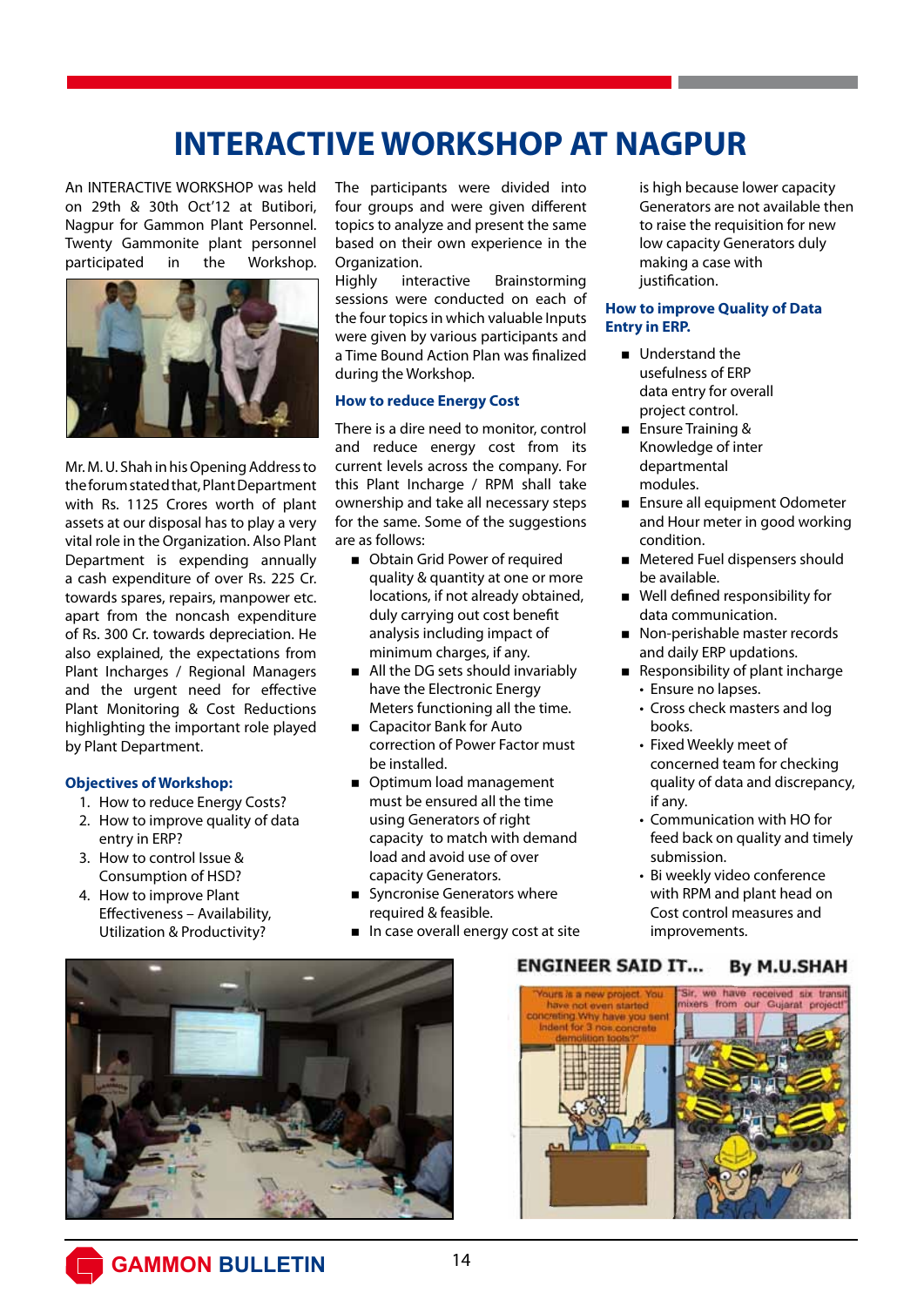# INTERACTIVE WORKSHOP AT NAGPUR

An INTERACTIVE WORKSHOP was held on 29th & 30th Oct'12 at Butibori, Nagpur for Gammon Plant Personnel. Twenty Gammonite plant personnel participated in the Workshop.

Mr. M. U. Shah in his Opening Address to the forum stated that, Plant Department with Rs. 1125 Crores worth of plant assets at our disposal has to play a very vital role in the Organization. Also Plant Department is expending annually a cash expenditure of over Rs. 225 Cr. towards spares, repairs, manpower etc. apart from the noncash expenditure of Rs. 300 Cr. towards depreciation. He also explained, the expectations from Plant Incharges / Regional Managers and the urgent need for effective Plant Monitoring & Cost Reductions highlighting the important role played by Plant Department.

### Objectives of Workshop:

1. How to reduce Energy Costs?
2. How to improve quality of data entry in ERP?
3. How to control Issue & Consumption of HSD?
4. How to improve Plant Effectiveness – Availability, Utilization & Productivity?

The participants were divided into four groups and were given different topics to analyze and present the same based on their own experience in the Organization.

Highly interactive Brainstorming sessions were conducted on each of the four topics in which valuable Inputs were given by various participants and a Time Bound Action Plan was finalized during the Workshop.

### How to reduce Energy Cost

There is a dire need to monitor, control and reduce energy cost from its current levels across the company. For this Plant Incharge / RPM shall take ownership and take all necessary steps for the same. Some of the suggestions are as follows:

- Obtain Grid Power of required quality & quantity at one or more locations, if not already obtained, duly carrying out cost benefit analysis including impact of minimum charges, if any.
- All the DG sets should invariably have the Electronic Energy Meters functioning all the time.
- Capacitor Bank for Auto correction of Power Factor must be installed.
- Optimum load management must be ensured all the time using Generators of right capacity to match with demand load and avoid use of over capacity Generators.
- Syncronise Generators where required & feasible.
- In case overall energy cost at site is high because lower capacity Generators are not available then to raise the requisition for new low capacity Generators duly making a case with justification.

### How to improve Quality of Data Entry in ERP.

- Understand the usefulness of ERP data entry for overall project control.
- Ensure Training & Knowledge of inter departmental modules.
- Ensure all equipment Odometer and Hour meter in good working condition.
- Metered Fuel dispensers should be available.
- Well defined responsibility for data communication.
- Non-perishable master records and daily ERP updations.
- Responsibility of plant incharge
  - Ensure no lapses.
  - Cross check masters and log books.
  - Fixed Weekly meet of concerned team for checking quality of data and discrepancy, if any.
  - Communication with HO for feed back on quality and timely submission.
  - Bi weekly video conference with RPM and plant head on Cost control measures and improvements.

## ENGINEER SAID IT... By M.U.SHAH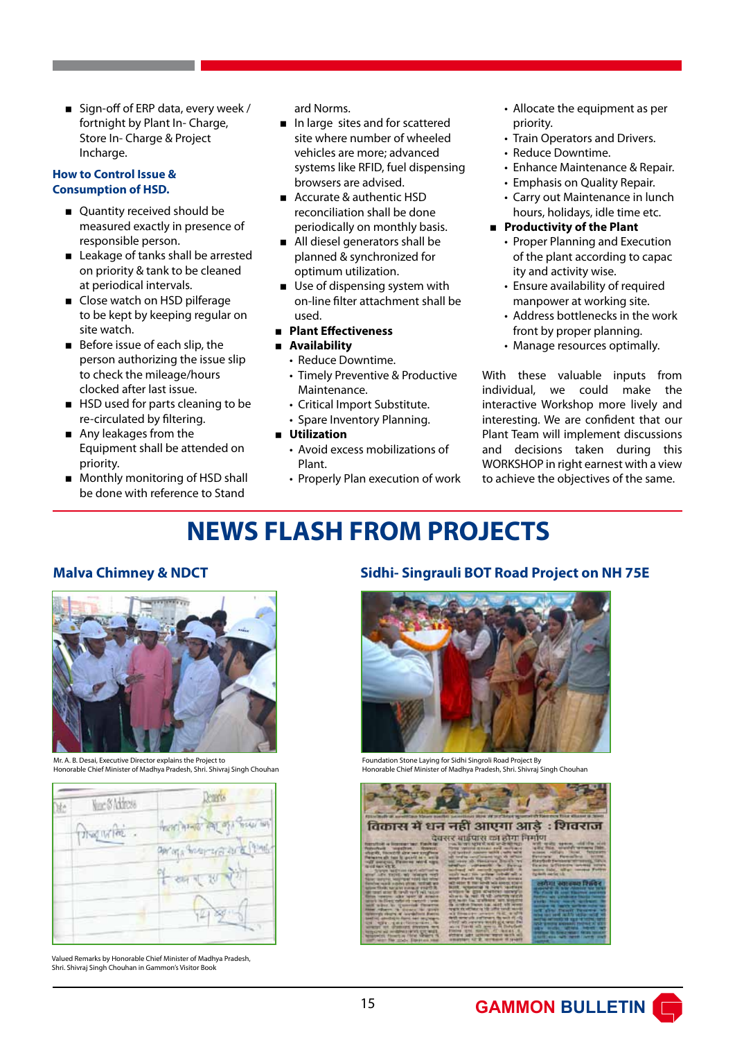- Sign-off of ERP data, every week / fortnight by Plant In- Charge, Store In- Charge & Project Incharge.

**How to Control Issue & Consumption of HSD.**

- Quantity received should be measured exactly in presence of responsible person.
- Leakage of tanks shall be arrested on priority & tank to be cleaned at periodical intervals.
- Close watch on HSD pilferage to be kept by keeping regular on site watch.
- Before issue of each slip, the person authorizing the issue slip to check the mileage/hours clocked after last issue.
- HSD used for parts cleaning to be re-circulated by filtering.
- Any leakages from the Equipment shall be attended on priority.
- Monthly monitoring of HSD shall be done with reference to Standard Norms.
- In large sites and for scattered site where number of wheeled vehicles are more; advanced systems like RFID, fuel dispensing browsers are advised.
- Accurate & authentic HSD reconciliation shall be done periodically on monthly basis.
- All diesel generators shall be planned & synchronized for optimum utilization.
- Use of dispensing system with on-line filter attachment shall be used.
- **Plant Effectiveness**
- **Availability**
  - Reduce Downtime.
  - Timely Preventive & Productive Maintenance.
  - Critical Import Substitute.
  - Spare Inventory Planning.
- **Utilization**
  - Avoid excess mobilizations of Plant.
  - Properly Plan execution of work
  - Allocate the equipment as per priority.
  - Train Operators and Drivers.
  - Reduce Downtime.
  - Enhance Maintenance & Repair.
  - Emphasis on Quality Repair.
  - Carry out Maintenance in lunch hours, holidays, idle time etc.
- **Productivity of the Plant**
  - Proper Planning and Execution of the plant according to capacity and activity wise.
  - Ensure availability of required manpower at working site.
  - Address bottlenecks in the work front by proper planning.
  - Manage resources optimally.

With these valuable inputs from individual, we could make the interactive Workshop more lively and interesting. We are confident that our Plant Team will implement discussions and decisions taken during this WORKSHOP in right earnest with a view to achieve the objectives of the same.

# NEWS FLASH FROM PROJECTS

## Malva Chimney & NDCT

Mr. A. B. Desai, Executive Director explains the Project to Honorable Chief Minister of Madhya Pradesh, Shri. Shivraj Singh Chouhan

Valued Remarks by Honorable Chief Minister of Madhya Pradesh, Shri. Shivraj Singh Chouhan in Gammon's Visitor Book

## Sidhi- Singrauli BOT Road Project on NH 75E

Foundation Stone Laying for Sidhi Singroli Road Project By Honorable Chief Minister of Madhya Pradesh, Shri. Shivraj Singh Chouhan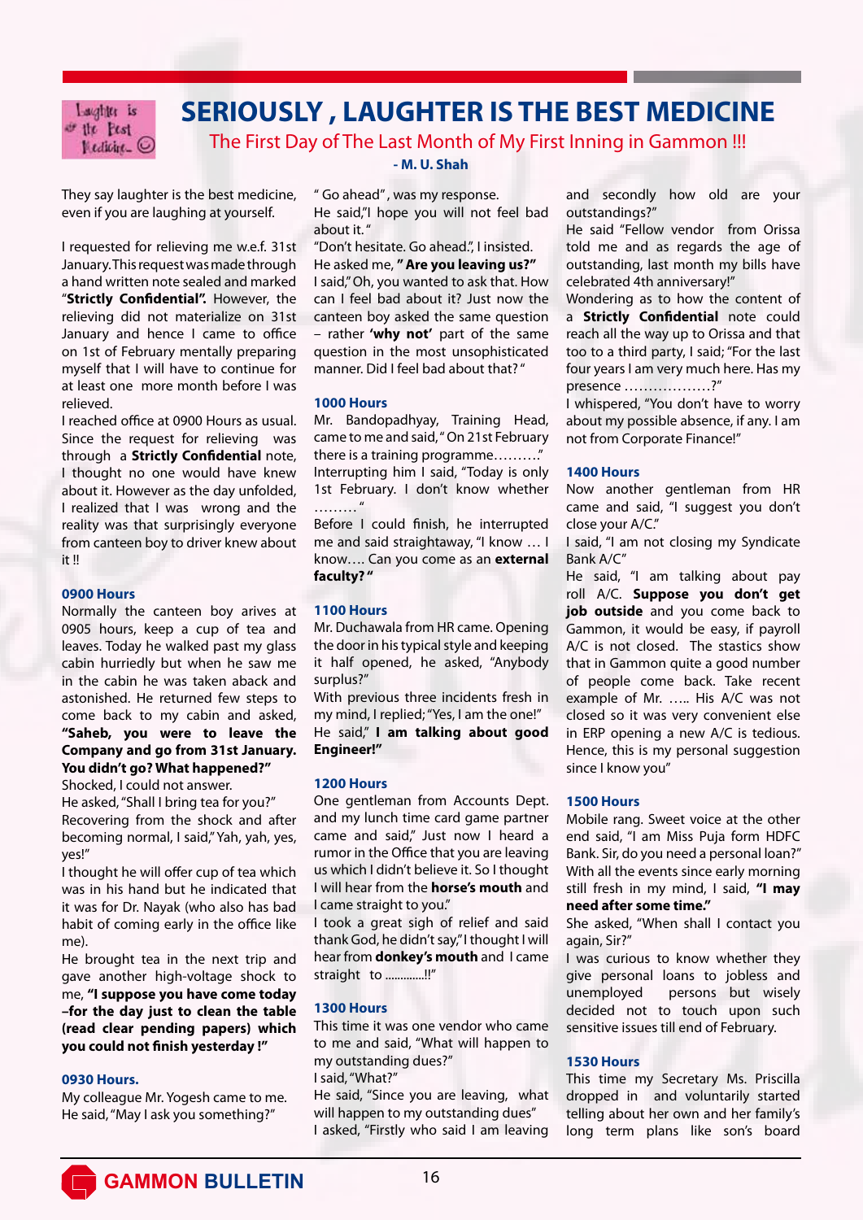# SERIOUSLY , LAUGHTER IS THE BEST MEDICINE

## The First Day of The Last Month of My First Inning in Gammon !!!

**- M. U. Shah**

They say laughter is the best medicine, even if you are laughing at yourself.

I requested for relieving me w.e.f. 31st January. This request was made through a hand written note sealed and marked "**Strictly Confidential".** However, the relieving did not materialize on 31st January and hence I came to office on 1st of February mentally preparing myself that I will have to continue for at least one more month before I was relieved.

I reached office at 0900 Hours as usual. Since the request for relieving was through a **Strictly Confidential** note, I thought no one would have knew about it. However as the day unfolded, I realized that I was wrong and the reality was that surprisingly everyone from canteen boy to driver knew about it !!

### 0900 Hours

Normally the canteen boy arives at 0905 hours, keep a cup of tea and leaves. Today he walked past my glass cabin hurriedly but when he saw me in the cabin he was taken aback and astonished. He returned few steps to come back to my cabin and asked, **"Saheb, you were to leave the Company and go from 31st January. You didn't go? What happened?"**

Shocked, I could not answer.

He asked, "Shall I bring tea for you?"

Recovering from the shock and after becoming normal, I said," Yah, yah, yes, yes!"

I thought he will offer cup of tea which was in his hand but he indicated that it was for Dr. Nayak (who also has bad habit of coming early in the office like me).

He brought tea in the next trip and gave another high-voltage shock to me, **"I suppose you have come today –for the day just to clean the table (read clear pending papers) which you could not finish yesterday !"**

### 0930 Hours.

My colleague Mr. Yogesh came to me. He said, "May I ask you something?"

" Go ahead" , was my response.

He said,"I hope you will not feel bad about it. "

"Don't hesitate. Go ahead.", I insisted.

He asked me, **" Are you leaving us?"**

I said," Oh, you wanted to ask that. How can I feel bad about it? Just now the canteen boy asked the same question – rather **'why not'** part of the same question in the most unsophisticated manner. Did I feel bad about that? "

### 1000 Hours

Mr. Bandopadhyay, Training Head, came to me and said, " On 21st February there is a training programme………."

Interrupting him I said, "Today is only 1st February. I don't know whether ………"

Before I could finish, he interrupted me and said straightaway, "I know … I know…. Can you come as an **external faculty? "**

### 1100 Hours

Mr. Duchawala from HR came. Opening the door in his typical style and keeping it half opened, he asked, "Anybody surplus?"

With previous three incidents fresh in my mind, I replied; "Yes, I am the one!"

He said," **I am talking about good Engineer!"**

### 1200 Hours

One gentleman from Accounts Dept. and my lunch time card game partner came and said," Just now I heard a rumor in the Office that you are leaving us which I didn't believe it. So I thought I will hear from the **horse's mouth** and I came straight to you."

I took a great sigh of relief and said thank God, he didn't say," I thought I will hear from **donkey's mouth** and I came straight to ............!!"

### 1300 Hours

This time it was one vendor who came to me and said, "What will happen to my outstanding dues?"

I said, "What?"

He said, "Since you are leaving, what will happen to my outstanding dues"

I asked, "Firstly who said I am leaving and secondly how old are your outstandings?"

He said "Fellow vendor from Orissa told me and as regards the age of outstanding, last month my bills have celebrated 4th anniversary!"

Wondering as to how the content of a **Strictly Confidential** note could reach all the way up to Orissa and that too to a third party, I said; "For the last four years I am very much here. Has my presence ………………?"

I whispered, "You don't have to worry about my possible absence, if any. I am not from Corporate Finance!"

### 1400 Hours

Now another gentleman from HR came and said, "I suggest you don't close your A/C."

I said, "I am not closing my Syndicate Bank A/C"

He said, "I am talking about pay roll A/C. **Suppose you don't get job outside** and you come back to Gammon, it would be easy, if payroll A/C is not closed. The stastics show that in Gammon quite a good number of people come back. Take recent example of Mr. ….. His A/C was not closed so it was very convenient else in ERP opening a new A/C is tedious. Hence, this is my personal suggestion since I know you"

### 1500 Hours

Mobile rang. Sweet voice at the other end said, "I am Miss Puja form HDFC Bank. Sir, do you need a personal loan?"

With all the events since early morning still fresh in my mind, I said, **"I may need after some time."**

She asked, "When shall I contact you again, Sir?"

I was curious to know whether they give personal loans to jobless and unemployed persons but wisely decided not to touch upon such sensitive issues till end of February.

### 1530 Hours

This time my Secretary Ms. Priscilla dropped in and voluntarily started telling about her own and her family's long term plans like son's board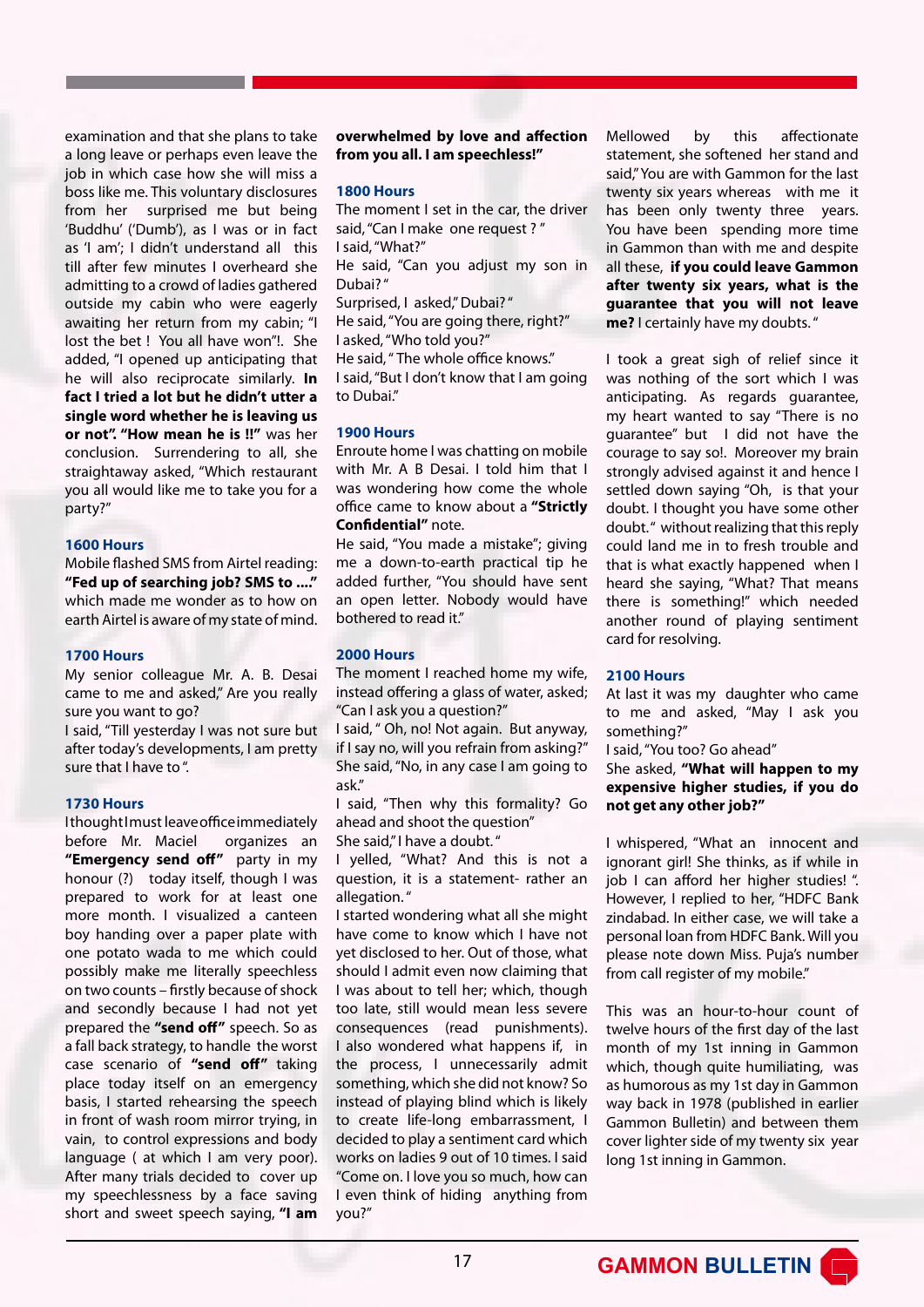examination and that she plans to take a long leave or perhaps even leave the job in which case how she will miss a boss like me. This voluntary disclosures from her surprised me but being 'Buddhu' ('Dumb'), as I was or in fact as 'I am'; I didn't understand all this till after few minutes I overheard she admitting to a crowd of ladies gathered outside my cabin who were eagerly awaiting her return from my cabin; "I lost the bet ! You all have won"!. She added, "I opened up anticipating that he will also reciprocate similarly. **In fact I tried a lot but he didn't utter a single word whether he is leaving us or not". "How mean he is !!"** was her conclusion. Surrendering to all, she straightaway asked, "Which restaurant you all would like me to take you for a party?"

### 1600 Hours

Mobile flashed SMS from Airtel reading: **"Fed up of searching job? SMS to ...."** which made me wonder as to how on earth Airtel is aware of my state of mind.

### 1700 Hours

My senior colleague Mr. A. B. Desai came to me and asked," Are you really sure you want to go?

I said, "Till yesterday I was not sure but after today's developments, I am pretty sure that I have to ".

### 1730 Hours

I thought I must leave office immediately before Mr. Maciel organizes an **"Emergency send off"** party in my honour (?) today itself, though I was prepared to work for at least one more month. I visualized a canteen boy handing over a paper plate with one potato wada to me which could possibly make me literally speechless on two counts – firstly because of shock and secondly because I had not yet prepared the **"send off"** speech. So as a fall back strategy, to handle the worst case scenario of **"send off"** taking place today itself on an emergency basis, I started rehearsing the speech in front of wash room mirror trying, in vain, to control expressions and body language ( at which I am very poor). After many trials decided to cover up my speechlessness by a face saving short and sweet speech saying, **"I am overwhelmed by love and affection from you all. I am speechless!"**

### 1800 Hours

The moment I set in the car, the driver said, "Can I make one request ? "

I said, "What?"

He said, "Can you adjust my son in Dubai? "

Surprised, I asked," Dubai? "

He said, "You are going there, right?"

I asked, "Who told you?"

He said, " The whole office knows."

I said, "But I don't know that I am going to Dubai."

### 1900 Hours

Enroute home I was chatting on mobile with Mr. A B Desai. I told him that I was wondering how come the whole office came to know about a **"Strictly Confidential"** note.

He said, "You made a mistake"; giving me a down-to-earth practical tip he added further, "You should have sent an open letter. Nobody would have bothered to read it."

### 2000 Hours

The moment I reached home my wife, instead offering a glass of water, asked; "Can I ask you a question?"

I said, " Oh, no! Not again. But anyway, if I say no, will you refrain from asking?"

She said, "No, in any case I am going to ask."

I said, "Then why this formality? Go ahead and shoot the question"

She said," I have a doubt. "

I yelled, "What? And this is not a question, it is a statement- rather an allegation. "

I started wondering what all she might have come to know which I have not yet disclosed to her. Out of those, what should I admit even now claiming that I was about to tell her; which, though too late, still would mean less severe consequences (read punishments). I also wondered what happens if, in the process, I unnecessarily admit something, which she did not know? So instead of playing blind which is likely to create life-long embarrassment, I decided to play a sentiment card which works on ladies 9 out of 10 times. I said "Come on. I love you so much, how can I even think of hiding anything from you?"

Mellowed by this affectionate statement, she softened her stand and said," You are with Gammon for the last twenty six years whereas with me it has been only twenty three years. You have been spending more time in Gammon than with me and despite all these, **if you could leave Gammon after twenty six years, what is the guarantee that you will not leave me?** I certainly have my doubts. "

I took a great sigh of relief since it was nothing of the sort which I was anticipating. As regards guarantee, my heart wanted to say "There is no guarantee" but I did not have the courage to say so!. Moreover my brain strongly advised against it and hence I settled down saying "Oh, is that your doubt. I thought you have some other doubt." without realizing that this reply could land me in to fresh trouble and that is what exactly happened when I heard she saying, "What? That means there is something!" which needed another round of playing sentiment card for resolving.

### 2100 Hours

At last it was my daughter who came to me and asked, "May I ask you something?"

I said, "You too? Go ahead"

She asked, **"What will happen to my expensive higher studies, if you do not get any other job?"**

I whispered, "What an innocent and ignorant girl! She thinks, as if while in job I can afford her higher studies! ". However, I replied to her, "HDFC Bank zindabad. In either case, we will take a personal loan from HDFC Bank. Will you please note down Miss. Puja's number from call register of my mobile."

This was an hour-to-hour count of twelve hours of the first day of the last month of my 1st inning in Gammon which, though quite humiliating, was as humorous as my 1st day in Gammon way back in 1978 (published in earlier Gammon Bulletin) and between them cover lighter side of my twenty six year long 1st inning in Gammon.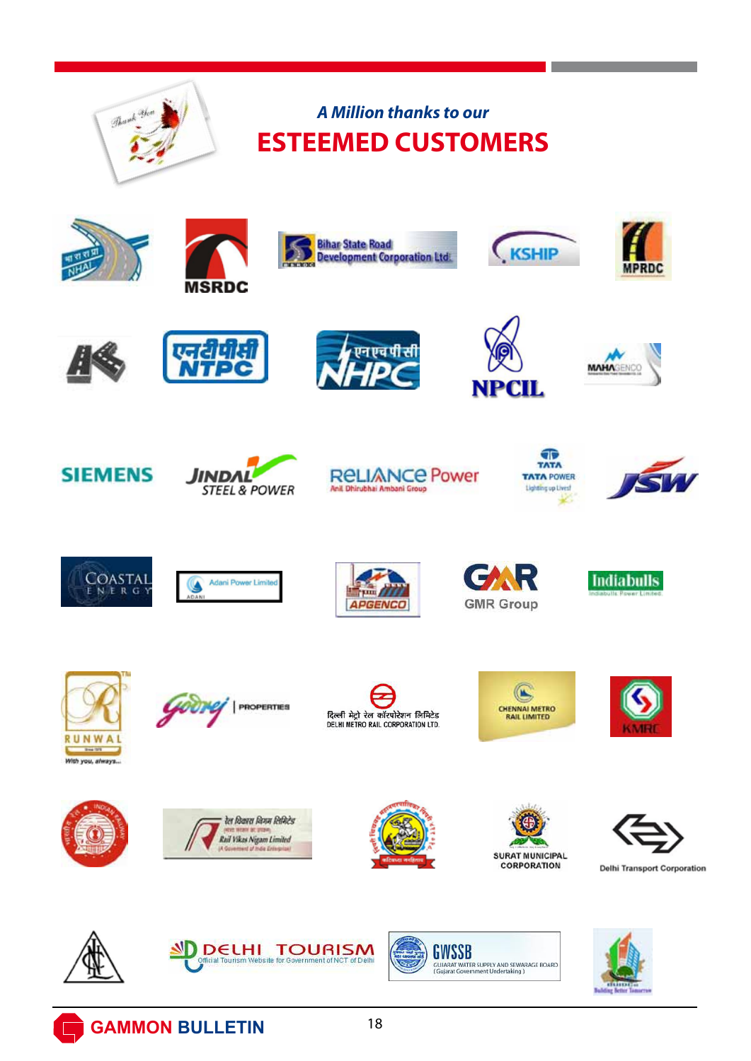*A Million thanks to our*

# ESTEEMED CUSTOMERS

NHAI · MSRDC · Bihar State Road Development Corporation Ltd. · KSHIP · MPRDC

एनटीपीसी NTPC · एनएचपीसी NHPC · NPCIL · MAHAGENCO

SIEMENS · JINDAL STEEL & POWER · RELIANCE Power (Anil Dhirubhai Ambani Group) · TATA POWER (Lighting up Lives!) · JSW

COASTAL ENERGY · Adani Power Limited · APGENCO · GMR Group · Indiabulls (Indiabulls Power Limited)

RUNWAL (With you, always...) · Godrej PROPERTIES · दिल्ली मेट्रो रेल कॉरपोरेशन लिमिटेड DELHI METRO RAIL CORPORATION LTD. · CHENNAI METRO RAIL LIMITED · KMRC

Indian Railways · रेल विकास निगम लिमिटेड Rail Vikas Nigam Limited (A Government of India Enterprise) · SURAT MUNICIPAL CORPORATION · Delhi Transport Corporation

DELHI TOURISM (Official Tourism Website for Government of NCT of Delhi) · GWSSB (GUJARAT WATER SUPPLY AND SEWERAGE BOARD (Gujarat Government Undertaking)) · Building Better Tomorrow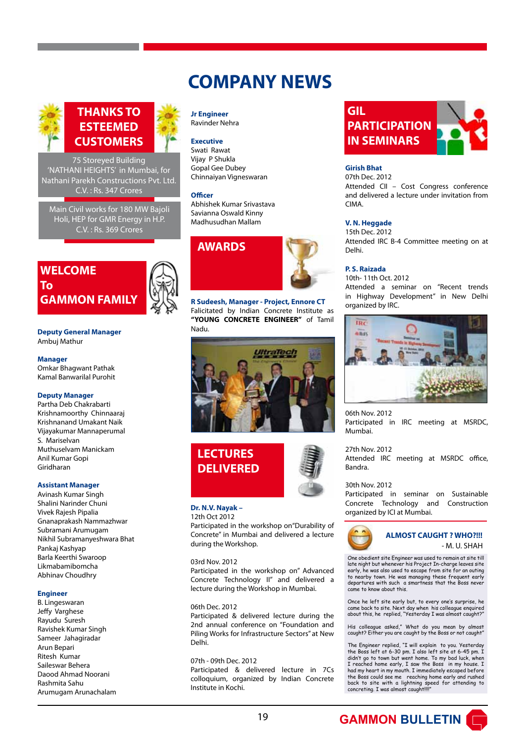# COMPANY NEWS

## THANKS TO ESTEEMED CUSTOMERS

75 Storeyed Building 'NATHANI HEIGHTS' in Mumbai, for Nathani Parekh Constructions Pvt. Ltd. C.V. : Rs. 347 Crores

Main Civil works for 180 MW Bajoli Holi, HEP for GMR Energy in H.P. C.V. : Rs. 369 Crores

## WELCOME To GAMMON FAMILY

**Deputy General Manager**
Ambuj Mathur

**Manager**
Omkar Bhagwant Pathak
Kamal Banwarilal Purohit

**Deputy Manager**
Partha Deb Chakrabarti
Krishnamoorthy Chinnaaraj
Krishnanand Umakant Naik
Vijayakumar Mannaperumal
S. Mariselvan
Muthuselvam Manickam
Anil Kumar Gopi
Giridharan

**Assistant Manager**
Avinash Kumar Singh
Shalini Narinder Chuni
Vivek Rajesh Pipalia
Gnanaprakash Nammazhwar
Subramani Arumugam
Nikhil Subramanyeshwara Bhat
Pankaj Kashyap
Barla Keerthi Swaroop
Likmabamibomcha
Abhinav Choudhry

**Engineer**
B. Lingeswaran
Jeffy Varghese
Rayudu Suresh
Ravishek Kumar Singh
Sameer Jahagiradar
Arun Bepari
Ritesh Kumar
Saileswar Behera
Daood Ahmad Noorani
Rashmita Sahu
Arumugam Arunachalam

**Jr Engineer**
Ravinder Nehra

**Executive**
Swati Rawat
Vijay P Shukla
Gopal Gee Dubey
Chinnaiyan Vigneswaran

**Officer**
Abhishek Kumar Srivastava
Savianna Oswald Kinny
Madhusudhan Mallam

## AWARDS

**R Sudeesh, Manager - Project, Ennore CT**
Falicitated by Indian Concrete Institute as **"YOUNG CONCRETE ENGINEER"** of Tamil Nadu.

## LECTURES DELIVERED

**Dr. N.V. Nayak –**
12th Oct 2012
Participated in the workshop on"Durability of Concrete" in Mumbai and delivered a lecture during the Workshop.

03rd Nov. 2012
Participated in the workshop on" Advanced Concrete Technology II" and delivered a lecture during the Workshop in Mumbai.

06th Dec. 2012
Participated & delivered lecture during the 2nd annual conference on "Foundation and Piling Works for Infrastructure Sectors" at New Delhi.

07th - 09th Dec. 2012
Participated & delivered lecture in 7Cs colloquium, organized by Indian Concrete Institute in Kochi.

## GIL PARTICIPATION IN SEMINARS

**Girish Bhat**
07th Dec. 2012
Attended CII – Cost Congress conference and delivered a lecture under invitation from CIMA.

**V. N. Heggade**
15th Dec. 2012
Attended IRC B-4 Committee meeting on at Delhi.

**P. S. Raizada**
10th- 11th Oct. 2012
Attended a seminar on "Recent trends in Highway Development" in New Delhi organized by IRC.

06th Nov. 2012
Participated in IRC meeting at MSRDC, Mumbai.

27th Nov. 2012
Attended IRC meeting at MSRDC office, Bandra.

30th Nov. 2012
Participated in seminar on Sustainable Concrete Technology and Construction organized by ICI at Mumbai.

### ALMOST CAUGHT ? WHO?!!!

- M. U. SHAH

One obedient site Engineer was used to remain at site till late night but whenever his Project In-charge leaves site early, he was also used to escape from site for an outing to nearby town. He was managing these frequent early departures with such a smartness that the Boss never came to know about this.

Once he left site early but, to every one's surprise, he came back to site. Next day when his colleague enquired about this, he replied, "Yesterday I was almost caught?"

His colleague asked," What do you mean by almost caught? Either you are caught by the Boss or not caught"

The Engineer replied, "I will explain to you. Yesterday the Boss left at 6-30 pm. I also left site at 6-45 pm. I didn't go to town but went home. To my bad luck, when I reached home early, I saw the Boss in my house. I had my heart in my mouth. I immediately escaped before the Boss could see me reaching home early and rushed back to site with a lightning speed for attending to concreting. I was almost caught!!!!"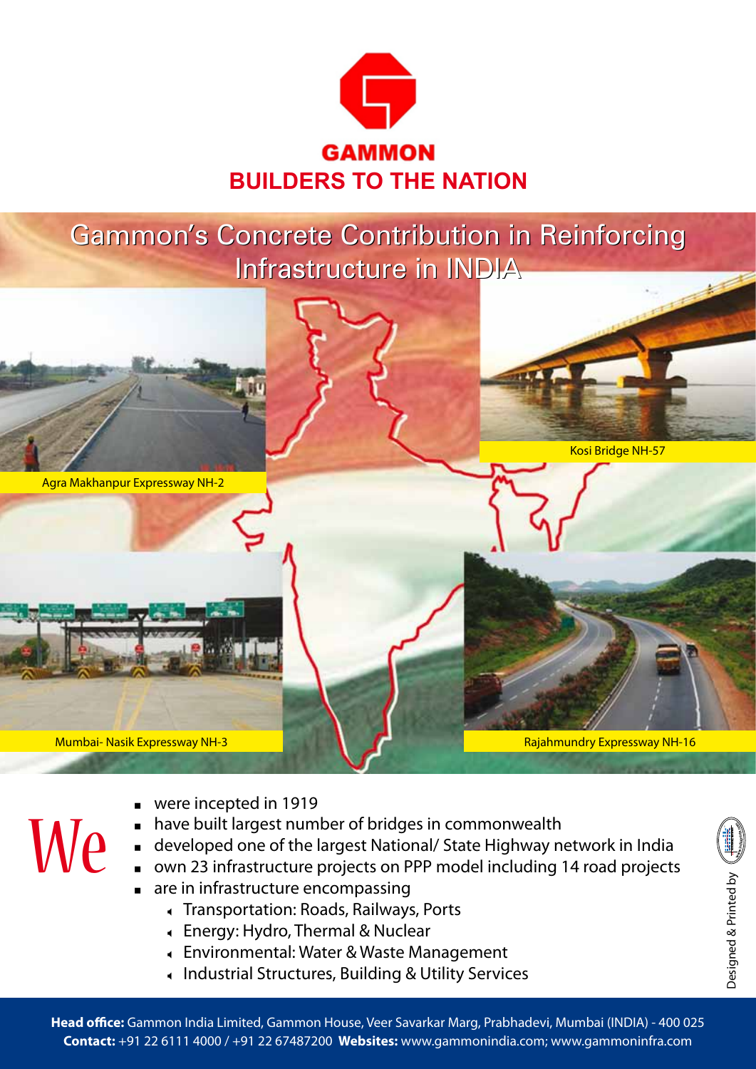# GAMMON

## BUILDERS TO THE NATION

## Gammon's Concrete Contribution in Reinforcing Infrastructure in INDIA

Agra Makhanpur Expressway NH-2

Kosi Bridge NH-57

Mumbai- Nasik Expressway NH-3

Rajahmundry Expressway NH-16

**We**

- were incepted in 1919
- have built largest number of bridges in commonwealth
- developed one of the largest National/ State Highway network in India
- own 23 infrastructure projects on PPP model including 14 road projects
- are in infrastructure encompassing
  - Transportation: Roads, Railways, Ports
  - Energy: Hydro, Thermal & Nuclear
  - Environmental: Water & Waste Management
  - Industrial Structures, Building & Utility Services

Designed & Printed by

**Head office:** Gammon India Limited, Gammon House, Veer Savarkar Marg, Prabhadevi, Mumbai (INDIA) - 400 025
**Contact:** +91 22 6111 4000 / +91 22 67487200 **Websites:** www.gammonindia.com; www.gammoninfra.com